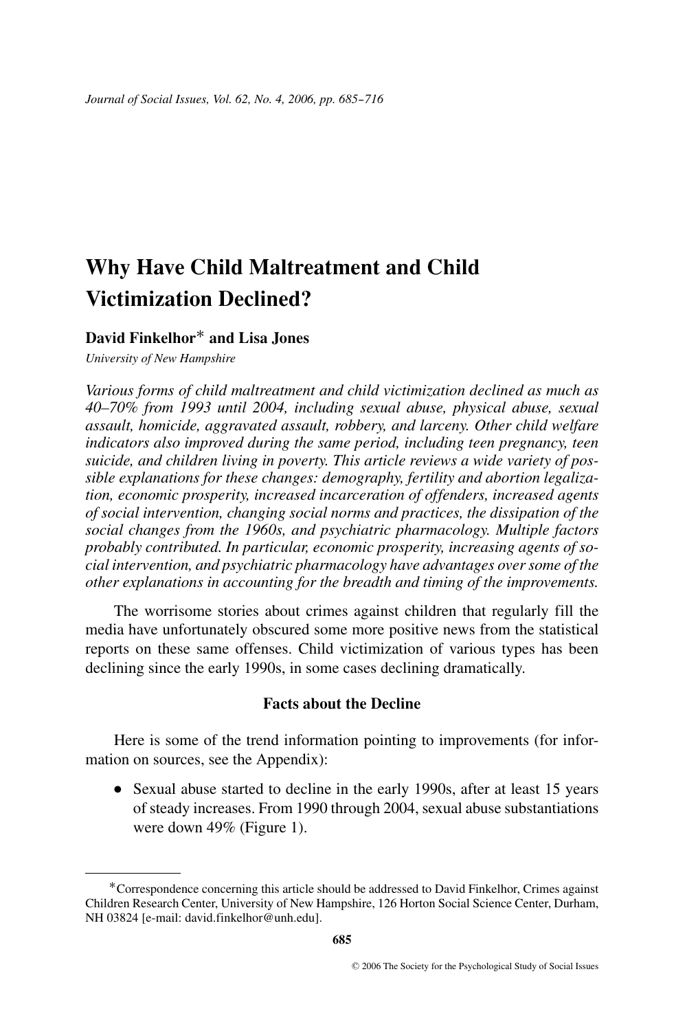# Why Have Child Maltreatment and Child Victimization Declined?

**David Finkelhor*** **and Lisa Jones**

*University of New Hampshire*

*Various forms of child maltreatment and child victimization declined as much as 40–70% from 1993 until 2004, including sexual abuse, physical abuse, sexual assault, homicide, aggravated assault, robbery, and larceny. Other child welfare indicators also improved during the same period, including teen pregnancy, teen suicide, and children living in poverty. This article reviews a wide variety of possible explanations for these changes: demography, fertility and abortion legalization, economic prosperity, increased incarceration of offenders, increased agents of social intervention, changing social norms and practices, the dissipation of the social changes from the 1960s, and psychiatric pharmacology. Multiple factors probably contributed. In particular, economic prosperity, increasing agents of social intervention, and psychiatric pharmacology have advantages over some of the other explanations in accounting for the breadth and timing of the improvements.*

The worrisome stories about crimes against children that regularly fill the media have unfortunately obscured some more positive news from the statistical reports on these same offenses. Child victimization of various types has been declining since the early 1990s, in some cases declining dramatically.

## Facts about the Decline

Here is some of the trend information pointing to improvements (for information on sources, see the Appendix):

- Sexual abuse started to decline in the early 1990s, after at least 15 years of steady increases. From 1990 through 2004, sexual abuse substantiations were down 49% (Figure 1).

*Correspondence concerning this article should be addressed to David Finkelhor, Crimes against Children Research Center, University of New Hampshire, 126 Horton Social Science Center, Durham, NH 03824 [e-mail: david.finkelhor@unh.edu].

© 2006 The Society for the Psychological Study of Social Issues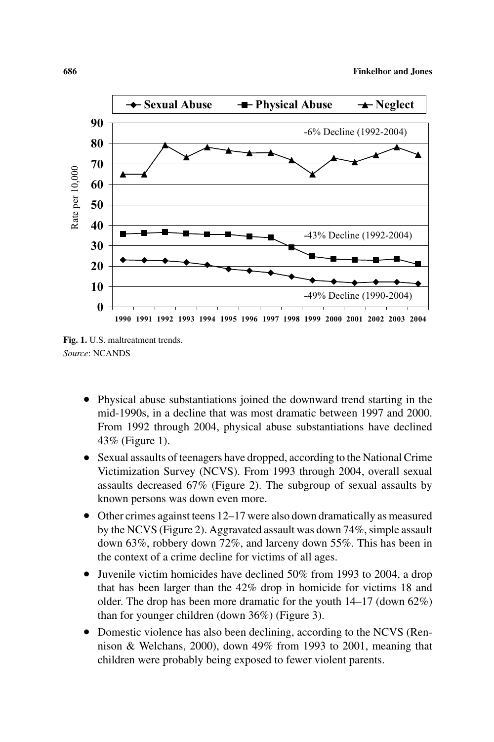Fig. 1. U.S. maltreatment trends.
*Source*: NCANDS

- Physical abuse substantiations joined the downward trend starting in the mid-1990s, in a decline that was most dramatic between 1997 and 2000. From 1992 through 2004, physical abuse substantiations have declined 43% (Figure 1).
- Sexual assaults of teenagers have dropped, according to the National Crime Victimization Survey (NCVS). From 1993 through 2004, overall sexual assaults decreased 67% (Figure 2). The subgroup of sexual assaults by known persons was down even more.
- Other crimes against teens 12–17 were also down dramatically as measured by the NCVS (Figure 2). Aggravated assault was down 74%, simple assault down 63%, robbery down 72%, and larceny down 55%. This has been in the context of a crime decline for victims of all ages.
- Juvenile victim homicides have declined 50% from 1993 to 2004, a drop that has been larger than the 42% drop in homicide for victims 18 and older. The drop has been more dramatic for the youth 14–17 (down 62%) than for younger children (down 36%) (Figure 3).
- Domestic violence has also been declining, according to the NCVS (Rennison & Welchans, 2000), down 49% from 1993 to 2001, meaning that children were probably being exposed to fewer violent parents.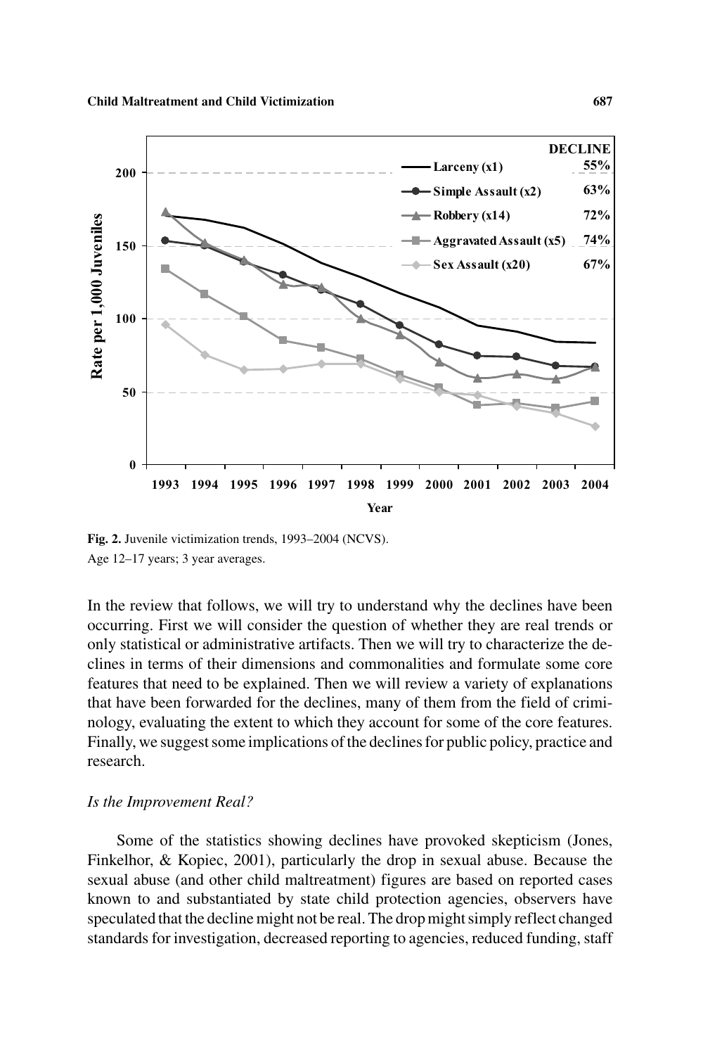**Fig. 2.** Juvenile victimization trends, 1993–2004 (NCVS).
Age 12–17 years; 3 year averages.

In the review that follows, we will try to understand why the declines have been occurring. First we will consider the question of whether they are real trends or only statistical or administrative artifacts. Then we will try to characterize the declines in terms of their dimensions and commonalities and formulate some core features that need to be explained. Then we will review a variety of explanations that have been forwarded for the declines, many of them from the field of criminology, evaluating the extent to which they account for some of the core features. Finally, we suggest some implications of the declines for public policy, practice and research.

### *Is the Improvement Real?*

Some of the statistics showing declines have provoked skepticism (Jones, Finkelhor, & Kopiec, 2001), particularly the drop in sexual abuse. Because the sexual abuse (and other child maltreatment) figures are based on reported cases known to and substantiated by state child protection agencies, observers have speculated that the decline might not be real. The drop might simply reflect changed standards for investigation, decreased reporting to agencies, reduced funding, staff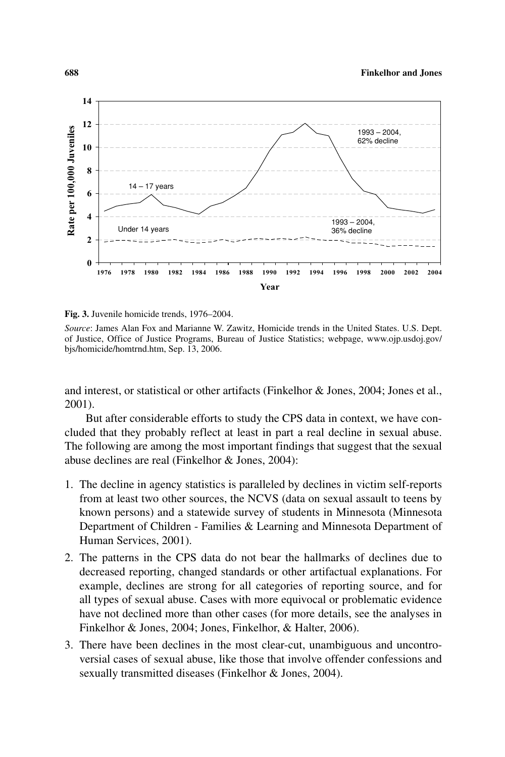Fig. 3. Juvenile homicide trends, 1976–2004.

*Source*: James Alan Fox and Marianne W. Zawitz, Homicide trends in the United States. U.S. Dept. of Justice, Office of Justice Programs, Bureau of Justice Statistics; webpage, www.ojp.usdoj.gov/bjs/homicide/homtrnd.htm, Sep. 13, 2006.

and interest, or statistical or other artifacts (Finkelhor & Jones, 2004; Jones et al., 2001).

But after considerable efforts to study the CPS data in context, we have concluded that they probably reflect at least in part a real decline in sexual abuse. The following are among the most important findings that suggest that the sexual abuse declines are real (Finkelhor & Jones, 2004):

1. The decline in agency statistics is paralleled by declines in victim self-reports from at least two other sources, the NCVS (data on sexual assault to teens by known persons) and a statewide survey of students in Minnesota (Minnesota Department of Children - Families & Learning and Minnesota Department of Human Services, 2001).
2. The patterns in the CPS data do not bear the hallmarks of declines due to decreased reporting, changed standards or other artifactual explanations. For example, declines are strong for all categories of reporting source, and for all types of sexual abuse. Cases with more equivocal or problematic evidence have not declined more than other cases (for more details, see the analyses in Finkelhor & Jones, 2004; Jones, Finkelhor, & Halter, 2006).
3. There have been declines in the most clear-cut, unambiguous and uncontroversial cases of sexual abuse, like those that involve offender confessions and sexually transmitted diseases (Finkelhor & Jones, 2004).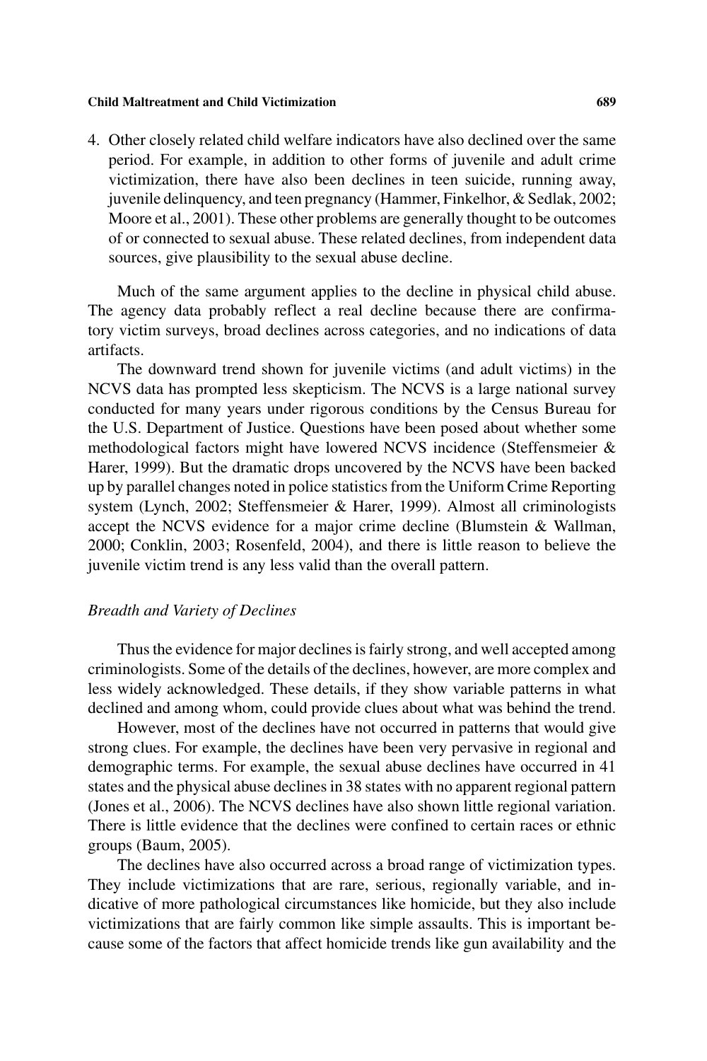4. Other closely related child welfare indicators have also declined over the same period. For example, in addition to other forms of juvenile and adult crime victimization, there have also been declines in teen suicide, running away, juvenile delinquency, and teen pregnancy (Hammer, Finkelhor, & Sedlak, 2002; Moore et al., 2001). These other problems are generally thought to be outcomes of or connected to sexual abuse. These related declines, from independent data sources, give plausibility to the sexual abuse decline.

Much of the same argument applies to the decline in physical child abuse. The agency data probably reflect a real decline because there are confirmatory victim surveys, broad declines across categories, and no indications of data artifacts.

The downward trend shown for juvenile victims (and adult victims) in the NCVS data has prompted less skepticism. The NCVS is a large national survey conducted for many years under rigorous conditions by the Census Bureau for the U.S. Department of Justice. Questions have been posed about whether some methodological factors might have lowered NCVS incidence (Steffensmeier & Harer, 1999). But the dramatic drops uncovered by the NCVS have been backed up by parallel changes noted in police statistics from the Uniform Crime Reporting system (Lynch, 2002; Steffensmeier & Harer, 1999). Almost all criminologists accept the NCVS evidence for a major crime decline (Blumstein & Wallman, 2000; Conklin, 2003; Rosenfeld, 2004), and there is little reason to believe the juvenile victim trend is any less valid than the overall pattern.

### *Breadth and Variety of Declines*

Thus the evidence for major declines is fairly strong, and well accepted among criminologists. Some of the details of the declines, however, are more complex and less widely acknowledged. These details, if they show variable patterns in what declined and among whom, could provide clues about what was behind the trend.

However, most of the declines have not occurred in patterns that would give strong clues. For example, the declines have been very pervasive in regional and demographic terms. For example, the sexual abuse declines have occurred in 41 states and the physical abuse declines in 38 states with no apparent regional pattern (Jones et al., 2006). The NCVS declines have also shown little regional variation. There is little evidence that the declines were confined to certain races or ethnic groups (Baum, 2005).

The declines have also occurred across a broad range of victimization types. They include victimizations that are rare, serious, regionally variable, and indicative of more pathological circumstances like homicide, but they also include victimizations that are fairly common like simple assaults. This is important because some of the factors that affect homicide trends like gun availability and the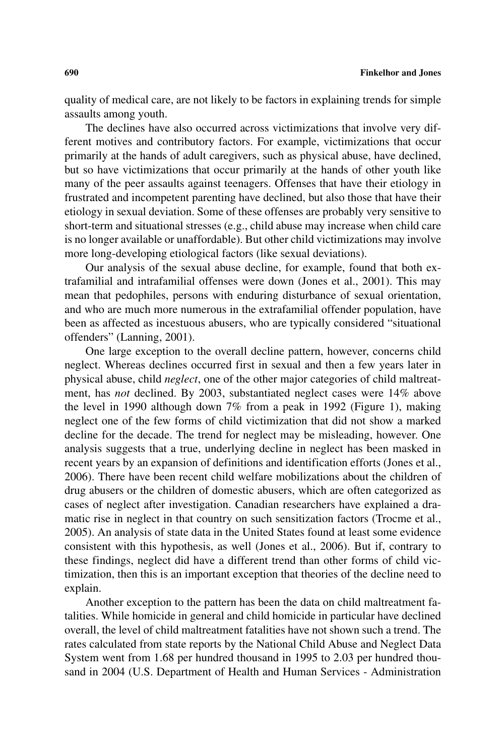quality of medical care, are not likely to be factors in explaining trends for simple assaults among youth.

The declines have also occurred across victimizations that involve very different motives and contributory factors. For example, victimizations that occur primarily at the hands of adult caregivers, such as physical abuse, have declined, but so have victimizations that occur primarily at the hands of other youth like many of the peer assaults against teenagers. Offenses that have their etiology in frustrated and incompetent parenting have declined, but also those that have their etiology in sexual deviation. Some of these offenses are probably very sensitive to short-term and situational stresses (e.g., child abuse may increase when child care is no longer available or unaffordable). But other child victimizations may involve more long-developing etiological factors (like sexual deviations).

Our analysis of the sexual abuse decline, for example, found that both extrafamilial and intrafamilial offenses were down (Jones et al., 2001). This may mean that pedophiles, persons with enduring disturbance of sexual orientation, and who are much more numerous in the extrafamilial offender population, have been as affected as incestuous abusers, who are typically considered "situational offenders" (Lanning, 2001).

One large exception to the overall decline pattern, however, concerns child neglect. Whereas declines occurred first in sexual and then a few years later in physical abuse, child *neglect*, one of the other major categories of child maltreatment, has *not* declined. By 2003, substantiated neglect cases were 14% above the level in 1990 although down 7% from a peak in 1992 (Figure 1), making neglect one of the few forms of child victimization that did not show a marked decline for the decade. The trend for neglect may be misleading, however. One analysis suggests that a true, underlying decline in neglect has been masked in recent years by an expansion of definitions and identification efforts (Jones et al., 2006). There have been recent child welfare mobilizations about the children of drug abusers or the children of domestic abusers, which are often categorized as cases of neglect after investigation. Canadian researchers have explained a dramatic rise in neglect in that country on such sensitization factors (Trocme et al., 2005). An analysis of state data in the United States found at least some evidence consistent with this hypothesis, as well (Jones et al., 2006). But if, contrary to these findings, neglect did have a different trend than other forms of child victimization, then this is an important exception that theories of the decline need to explain.

Another exception to the pattern has been the data on child maltreatment fatalities. While homicide in general and child homicide in particular have declined overall, the level of child maltreatment fatalities have not shown such a trend. The rates calculated from state reports by the National Child Abuse and Neglect Data System went from 1.68 per hundred thousand in 1995 to 2.03 per hundred thousand in 2004 (U.S. Department of Health and Human Services - Administration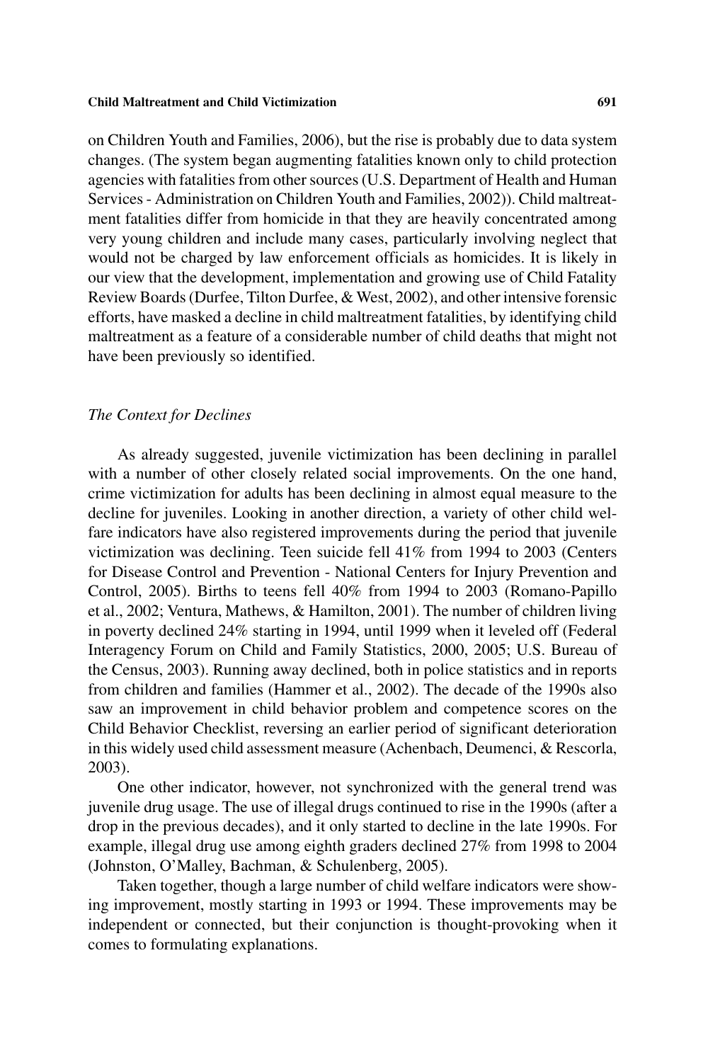on Children Youth and Families, 2006), but the rise is probably due to data system changes. (The system began augmenting fatalities known only to child protection agencies with fatalities from other sources (U.S. Department of Health and Human Services - Administration on Children Youth and Families, 2002)). Child maltreatment fatalities differ from homicide in that they are heavily concentrated among very young children and include many cases, particularly involving neglect that would not be charged by law enforcement officials as homicides. It is likely in our view that the development, implementation and growing use of Child Fatality Review Boards (Durfee, Tilton Durfee, & West, 2002), and other intensive forensic efforts, have masked a decline in child maltreatment fatalities, by identifying child maltreatment as a feature of a considerable number of child deaths that might not have been previously so identified.

### *The Context for Declines*

As already suggested, juvenile victimization has been declining in parallel with a number of other closely related social improvements. On the one hand, crime victimization for adults has been declining in almost equal measure to the decline for juveniles. Looking in another direction, a variety of other child welfare indicators have also registered improvements during the period that juvenile victimization was declining. Teen suicide fell 41% from 1994 to 2003 (Centers for Disease Control and Prevention - National Centers for Injury Prevention and Control, 2005). Births to teens fell 40% from 1994 to 2003 (Romano-Papillo et al., 2002; Ventura, Mathews, & Hamilton, 2001). The number of children living in poverty declined 24% starting in 1994, until 1999 when it leveled off (Federal Interagency Forum on Child and Family Statistics, 2000, 2005; U.S. Bureau of the Census, 2003). Running away declined, both in police statistics and in reports from children and families (Hammer et al., 2002). The decade of the 1990s also saw an improvement in child behavior problem and competence scores on the Child Behavior Checklist, reversing an earlier period of significant deterioration in this widely used child assessment measure (Achenbach, Deumenci, & Rescorla, 2003).

One other indicator, however, not synchronized with the general trend was juvenile drug usage. The use of illegal drugs continued to rise in the 1990s (after a drop in the previous decades), and it only started to decline in the late 1990s. For example, illegal drug use among eighth graders declined 27% from 1998 to 2004 (Johnston, O'Malley, Bachman, & Schulenberg, 2005).

Taken together, though a large number of child welfare indicators were showing improvement, mostly starting in 1993 or 1994. These improvements may be independent or connected, but their conjunction is thought-provoking when it comes to formulating explanations.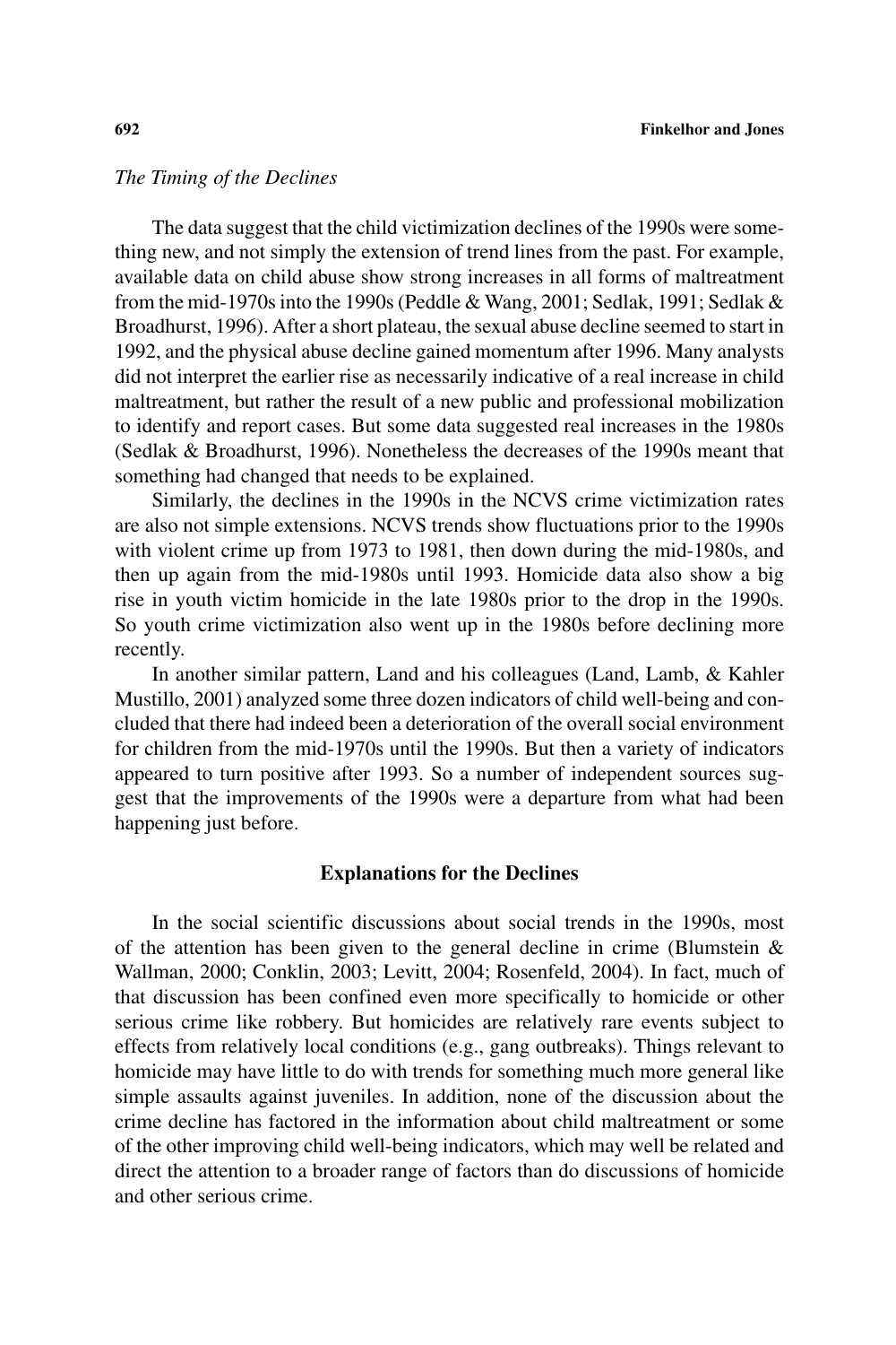*The Timing of the Declines*

The data suggest that the child victimization declines of the 1990s were something new, and not simply the extension of trend lines from the past. For example, available data on child abuse show strong increases in all forms of maltreatment from the mid-1970s into the 1990s (Peddle & Wang, 2001; Sedlak, 1991; Sedlak & Broadhurst, 1996). After a short plateau, the sexual abuse decline seemed to start in 1992, and the physical abuse decline gained momentum after 1996. Many analysts did not interpret the earlier rise as necessarily indicative of a real increase in child maltreatment, but rather the result of a new public and professional mobilization to identify and report cases. But some data suggested real increases in the 1980s (Sedlak & Broadhurst, 1996). Nonetheless the decreases of the 1990s meant that something had changed that needs to be explained.

Similarly, the declines in the 1990s in the NCVS crime victimization rates are also not simple extensions. NCVS trends show fluctuations prior to the 1990s with violent crime up from 1973 to 1981, then down during the mid-1980s, and then up again from the mid-1980s until 1993. Homicide data also show a big rise in youth victim homicide in the late 1980s prior to the drop in the 1990s. So youth crime victimization also went up in the 1980s before declining more recently.

In another similar pattern, Land and his colleagues (Land, Lamb, & Kahler Mustillo, 2001) analyzed some three dozen indicators of child well-being and concluded that there had indeed been a deterioration of the overall social environment for children from the mid-1970s until the 1990s. But then a variety of indicators appeared to turn positive after 1993. So a number of independent sources suggest that the improvements of the 1990s were a departure from what had been happening just before.

## Explanations for the Declines

In the social scientific discussions about social trends in the 1990s, most of the attention has been given to the general decline in crime (Blumstein & Wallman, 2000; Conklin, 2003; Levitt, 2004; Rosenfeld, 2004). In fact, much of that discussion has been confined even more specifically to homicide or other serious crime like robbery. But homicides are relatively rare events subject to effects from relatively local conditions (e.g., gang outbreaks). Things relevant to homicide may have little to do with trends for something much more general like simple assaults against juveniles. In addition, none of the discussion about the crime decline has factored in the information about child maltreatment or some of the other improving child well-being indicators, which may well be related and direct the attention to a broader range of factors than do discussions of homicide and other serious crime.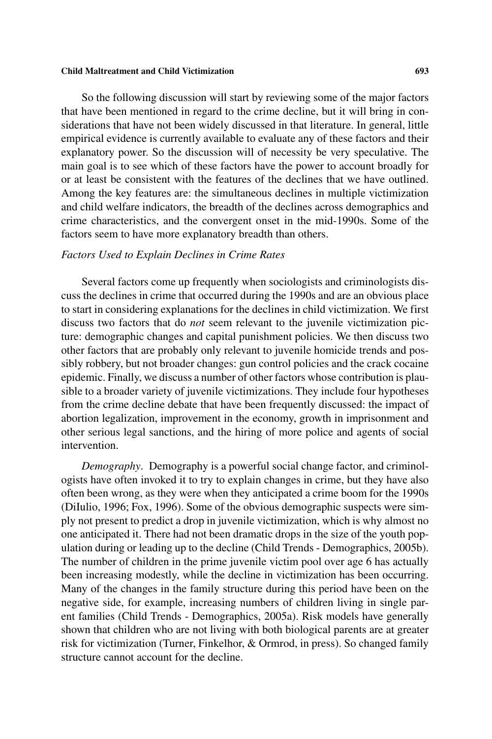So the following discussion will start by reviewing some of the major factors that have been mentioned in regard to the crime decline, but it will bring in considerations that have not been widely discussed in that literature. In general, little empirical evidence is currently available to evaluate any of these factors and their explanatory power. So the discussion will of necessity be very speculative. The main goal is to see which of these factors have the power to account broadly for or at least be consistent with the features of the declines that we have outlined. Among the key features are: the simultaneous declines in multiple victimization and child welfare indicators, the breadth of the declines across demographics and crime characteristics, and the convergent onset in the mid-1990s. Some of the factors seem to have more explanatory breadth than others.

### *Factors Used to Explain Declines in Crime Rates*

Several factors come up frequently when sociologists and criminologists discuss the declines in crime that occurred during the 1990s and are an obvious place to start in considering explanations for the declines in child victimization. We first discuss two factors that do *not* seem relevant to the juvenile victimization picture: demographic changes and capital punishment policies. We then discuss two other factors that are probably only relevant to juvenile homicide trends and possibly robbery, but not broader changes: gun control policies and the crack cocaine epidemic. Finally, we discuss a number of other factors whose contribution is plausible to a broader variety of juvenile victimizations. They include four hypotheses from the crime decline debate that have been frequently discussed: the impact of abortion legalization, improvement in the economy, growth in imprisonment and other serious legal sanctions, and the hiring of more police and agents of social intervention.

*Demography*. Demography is a powerful social change factor, and criminologists have often invoked it to try to explain changes in crime, but they have also often been wrong, as they were when they anticipated a crime boom for the 1990s (DiIulio, 1996; Fox, 1996). Some of the obvious demographic suspects were simply not present to predict a drop in juvenile victimization, which is why almost no one anticipated it. There had not been dramatic drops in the size of the youth population during or leading up to the decline (Child Trends - Demographics, 2005b). The number of children in the prime juvenile victim pool over age 6 has actually been increasing modestly, while the decline in victimization has been occurring. Many of the changes in the family structure during this period have been on the negative side, for example, increasing numbers of children living in single parent families (Child Trends - Demographics, 2005a). Risk models have generally shown that children who are not living with both biological parents are at greater risk for victimization (Turner, Finkelhor, & Ormrod, in press). So changed family structure cannot account for the decline.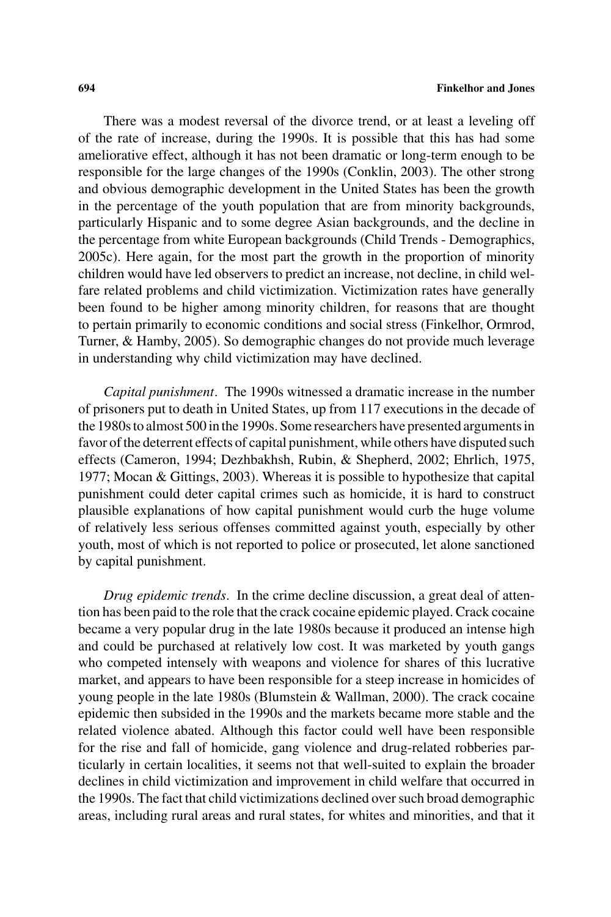There was a modest reversal of the divorce trend, or at least a leveling off of the rate of increase, during the 1990s. It is possible that this has had some ameliorative effect, although it has not been dramatic or long-term enough to be responsible for the large changes of the 1990s (Conklin, 2003). The other strong and obvious demographic development in the United States has been the growth in the percentage of the youth population that are from minority backgrounds, particularly Hispanic and to some degree Asian backgrounds, and the decline in the percentage from white European backgrounds (Child Trends - Demographics, 2005c). Here again, for the most part the growth in the proportion of minority children would have led observers to predict an increase, not decline, in child welfare related problems and child victimization. Victimization rates have generally been found to be higher among minority children, for reasons that are thought to pertain primarily to economic conditions and social stress (Finkelhor, Ormrod, Turner, & Hamby, 2005). So demographic changes do not provide much leverage in understanding why child victimization may have declined.

*Capital punishment*. The 1990s witnessed a dramatic increase in the number of prisoners put to death in United States, up from 117 executions in the decade of the 1980s to almost 500 in the 1990s. Some researchers have presented arguments in favor of the deterrent effects of capital punishment, while others have disputed such effects (Cameron, 1994; Dezhbakhsh, Rubin, & Shepherd, 2002; Ehrlich, 1975, 1977; Mocan & Gittings, 2003). Whereas it is possible to hypothesize that capital punishment could deter capital crimes such as homicide, it is hard to construct plausible explanations of how capital punishment would curb the huge volume of relatively less serious offenses committed against youth, especially by other youth, most of which is not reported to police or prosecuted, let alone sanctioned by capital punishment.

*Drug epidemic trends*. In the crime decline discussion, a great deal of attention has been paid to the role that the crack cocaine epidemic played. Crack cocaine became a very popular drug in the late 1980s because it produced an intense high and could be purchased at relatively low cost. It was marketed by youth gangs who competed intensely with weapons and violence for shares of this lucrative market, and appears to have been responsible for a steep increase in homicides of young people in the late 1980s (Blumstein & Wallman, 2000). The crack cocaine epidemic then subsided in the 1990s and the markets became more stable and the related violence abated. Although this factor could well have been responsible for the rise and fall of homicide, gang violence and drug-related robberies particularly in certain localities, it seems not that well-suited to explain the broader declines in child victimization and improvement in child welfare that occurred in the 1990s. The fact that child victimizations declined over such broad demographic areas, including rural areas and rural states, for whites and minorities, and that it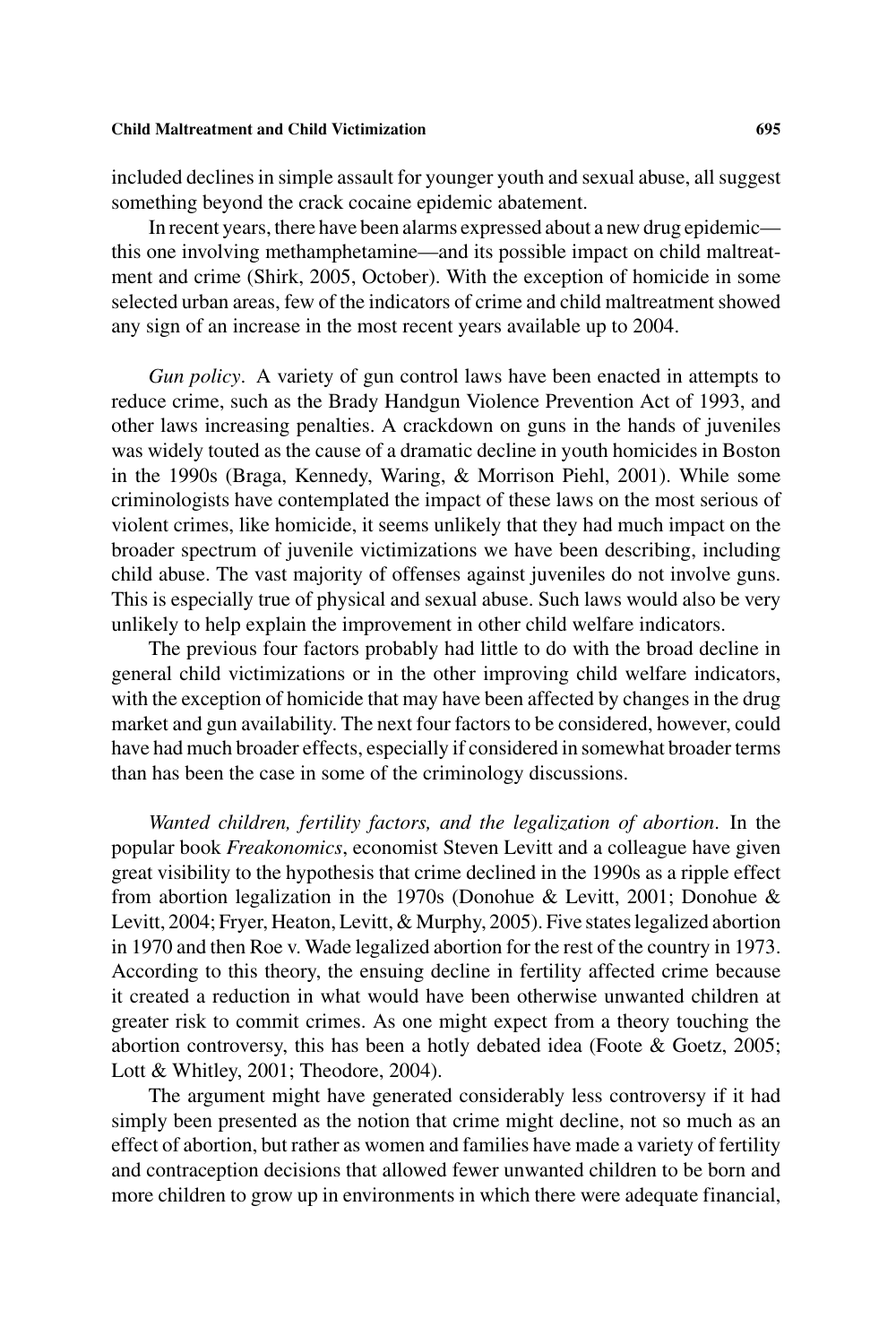included declines in simple assault for younger youth and sexual abuse, all suggest something beyond the crack cocaine epidemic abatement.

In recent years, there have been alarms expressed about a new drug epidemic—this one involving methamphetamine—and its possible impact on child maltreatment and crime (Shirk, 2005, October). With the exception of homicide in some selected urban areas, few of the indicators of crime and child maltreatment showed any sign of an increase in the most recent years available up to 2004.

*Gun policy*. A variety of gun control laws have been enacted in attempts to reduce crime, such as the Brady Handgun Violence Prevention Act of 1993, and other laws increasing penalties. A crackdown on guns in the hands of juveniles was widely touted as the cause of a dramatic decline in youth homicides in Boston in the 1990s (Braga, Kennedy, Waring, & Morrison Piehl, 2001). While some criminologists have contemplated the impact of these laws on the most serious of violent crimes, like homicide, it seems unlikely that they had much impact on the broader spectrum of juvenile victimizations we have been describing, including child abuse. The vast majority of offenses against juveniles do not involve guns. This is especially true of physical and sexual abuse. Such laws would also be very unlikely to help explain the improvement in other child welfare indicators.

The previous four factors probably had little to do with the broad decline in general child victimizations or in the other improving child welfare indicators, with the exception of homicide that may have been affected by changes in the drug market and gun availability. The next four factors to be considered, however, could have had much broader effects, especially if considered in somewhat broader terms than has been the case in some of the criminology discussions.

*Wanted children, fertility factors, and the legalization of abortion*. In the popular book *Freakonomics*, economist Steven Levitt and a colleague have given great visibility to the hypothesis that crime declined in the 1990s as a ripple effect from abortion legalization in the 1970s (Donohue & Levitt, 2001; Donohue & Levitt, 2004; Fryer, Heaton, Levitt, & Murphy, 2005). Five states legalized abortion in 1970 and then Roe v. Wade legalized abortion for the rest of the country in 1973. According to this theory, the ensuing decline in fertility affected crime because it created a reduction in what would have been otherwise unwanted children at greater risk to commit crimes. As one might expect from a theory touching the abortion controversy, this has been a hotly debated idea (Foote & Goetz, 2005; Lott & Whitley, 2001; Theodore, 2004).

The argument might have generated considerably less controversy if it had simply been presented as the notion that crime might decline, not so much as an effect of abortion, but rather as women and families have made a variety of fertility and contraception decisions that allowed fewer unwanted children to be born and more children to grow up in environments in which there were adequate financial,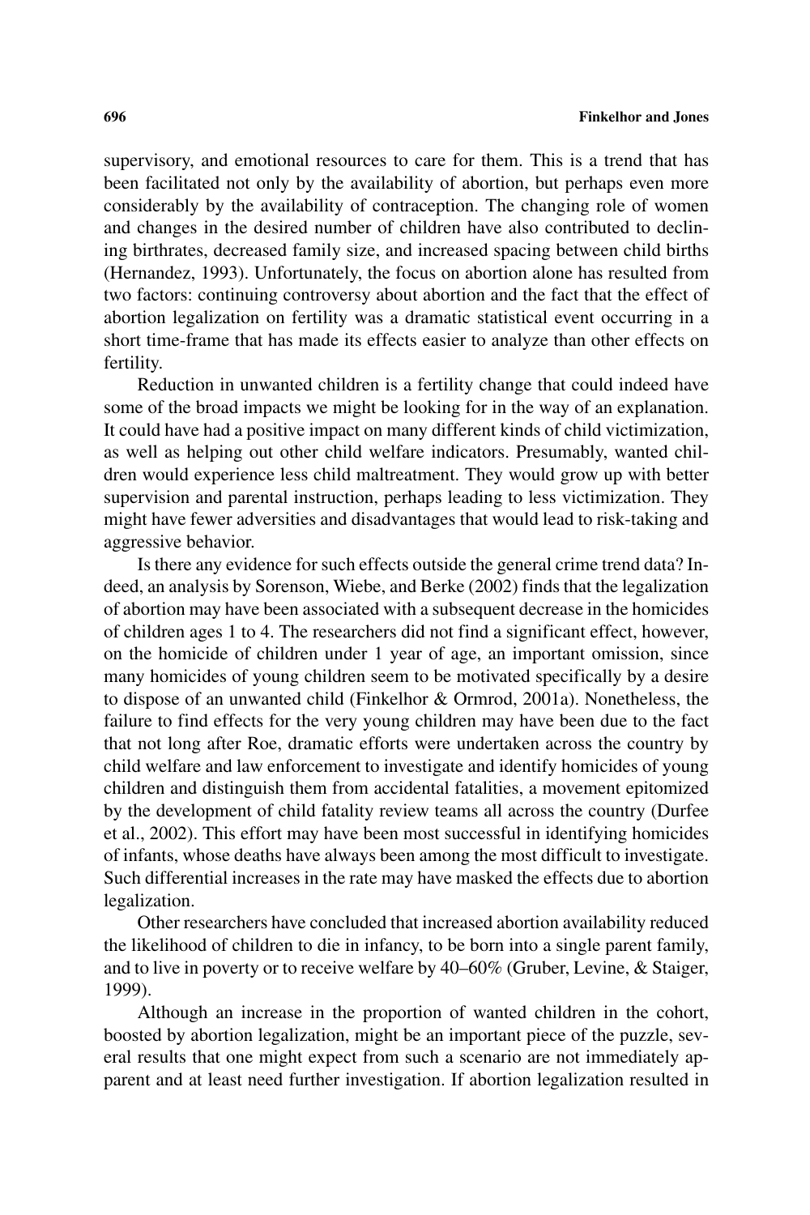supervisory, and emotional resources to care for them. This is a trend that has been facilitated not only by the availability of abortion, but perhaps even more considerably by the availability of contraception. The changing role of women and changes in the desired number of children have also contributed to declining birthrates, decreased family size, and increased spacing between child births (Hernandez, 1993). Unfortunately, the focus on abortion alone has resulted from two factors: continuing controversy about abortion and the fact that the effect of abortion legalization on fertility was a dramatic statistical event occurring in a short time-frame that has made its effects easier to analyze than other effects on fertility.

Reduction in unwanted children is a fertility change that could indeed have some of the broad impacts we might be looking for in the way of an explanation. It could have had a positive impact on many different kinds of child victimization, as well as helping out other child welfare indicators. Presumably, wanted children would experience less child maltreatment. They would grow up with better supervision and parental instruction, perhaps leading to less victimization. They might have fewer adversities and disadvantages that would lead to risk-taking and aggressive behavior.

Is there any evidence for such effects outside the general crime trend data? Indeed, an analysis by Sorenson, Wiebe, and Berke (2002) finds that the legalization of abortion may have been associated with a subsequent decrease in the homicides of children ages 1 to 4. The researchers did not find a significant effect, however, on the homicide of children under 1 year of age, an important omission, since many homicides of young children seem to be motivated specifically by a desire to dispose of an unwanted child (Finkelhor & Ormrod, 2001a). Nonetheless, the failure to find effects for the very young children may have been due to the fact that not long after Roe, dramatic efforts were undertaken across the country by child welfare and law enforcement to investigate and identify homicides of young children and distinguish them from accidental fatalities, a movement epitomized by the development of child fatality review teams all across the country (Durfee et al., 2002). This effort may have been most successful in identifying homicides of infants, whose deaths have always been among the most difficult to investigate. Such differential increases in the rate may have masked the effects due to abortion legalization.

Other researchers have concluded that increased abortion availability reduced the likelihood of children to die in infancy, to be born into a single parent family, and to live in poverty or to receive welfare by 40–60% (Gruber, Levine, & Staiger, 1999).

Although an increase in the proportion of wanted children in the cohort, boosted by abortion legalization, might be an important piece of the puzzle, several results that one might expect from such a scenario are not immediately apparent and at least need further investigation. If abortion legalization resulted in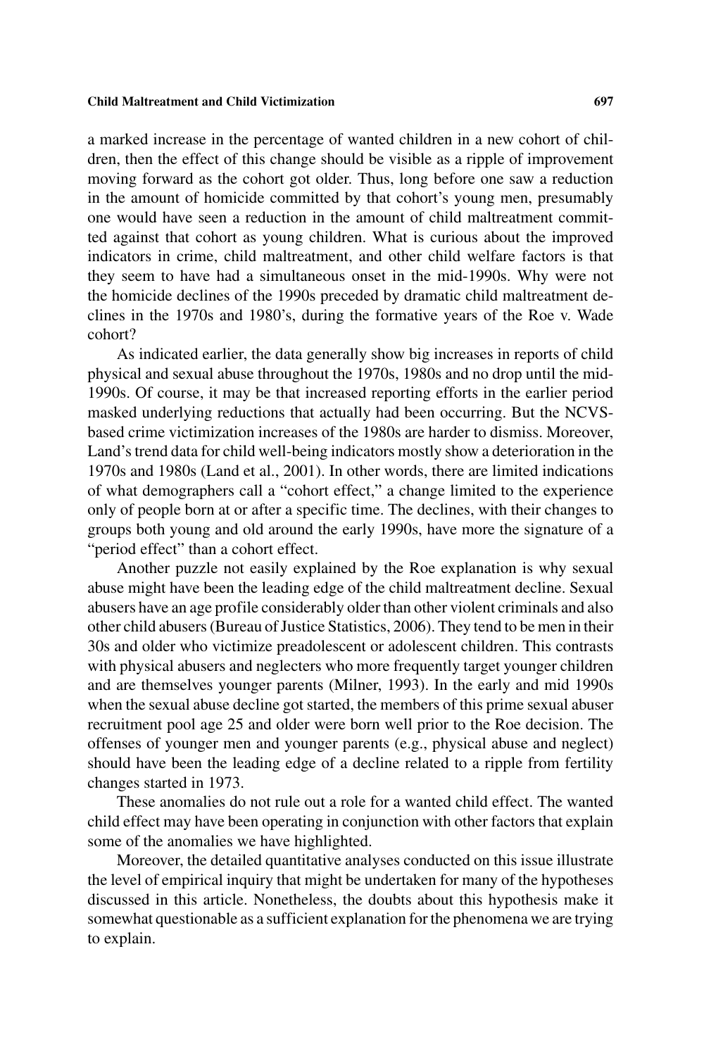a marked increase in the percentage of wanted children in a new cohort of children, then the effect of this change should be visible as a ripple of improvement moving forward as the cohort got older. Thus, long before one saw a reduction in the amount of homicide committed by that cohort's young men, presumably one would have seen a reduction in the amount of child maltreatment committed against that cohort as young children. What is curious about the improved indicators in crime, child maltreatment, and other child welfare factors is that they seem to have had a simultaneous onset in the mid-1990s. Why were not the homicide declines of the 1990s preceded by dramatic child maltreatment declines in the 1970s and 1980's, during the formative years of the Roe v. Wade cohort?

As indicated earlier, the data generally show big increases in reports of child physical and sexual abuse throughout the 1970s, 1980s and no drop until the mid-1990s. Of course, it may be that increased reporting efforts in the earlier period masked underlying reductions that actually had been occurring. But the NCVS-based crime victimization increases of the 1980s are harder to dismiss. Moreover, Land's trend data for child well-being indicators mostly show a deterioration in the 1970s and 1980s (Land et al., 2001). In other words, there are limited indications of what demographers call a "cohort effect," a change limited to the experience only of people born at or after a specific time. The declines, with their changes to groups both young and old around the early 1990s, have more the signature of a "period effect" than a cohort effect.

Another puzzle not easily explained by the Roe explanation is why sexual abuse might have been the leading edge of the child maltreatment decline. Sexual abusers have an age profile considerably older than other violent criminals and also other child abusers (Bureau of Justice Statistics, 2006). They tend to be men in their 30s and older who victimize preadolescent or adolescent children. This contrasts with physical abusers and neglecters who more frequently target younger children and are themselves younger parents (Milner, 1993). In the early and mid 1990s when the sexual abuse decline got started, the members of this prime sexual abuser recruitment pool age 25 and older were born well prior to the Roe decision. The offenses of younger men and younger parents (e.g., physical abuse and neglect) should have been the leading edge of a decline related to a ripple from fertility changes started in 1973.

These anomalies do not rule out a role for a wanted child effect. The wanted child effect may have been operating in conjunction with other factors that explain some of the anomalies we have highlighted.

Moreover, the detailed quantitative analyses conducted on this issue illustrate the level of empirical inquiry that might be undertaken for many of the hypotheses discussed in this article. Nonetheless, the doubts about this hypothesis make it somewhat questionable as a sufficient explanation for the phenomena we are trying to explain.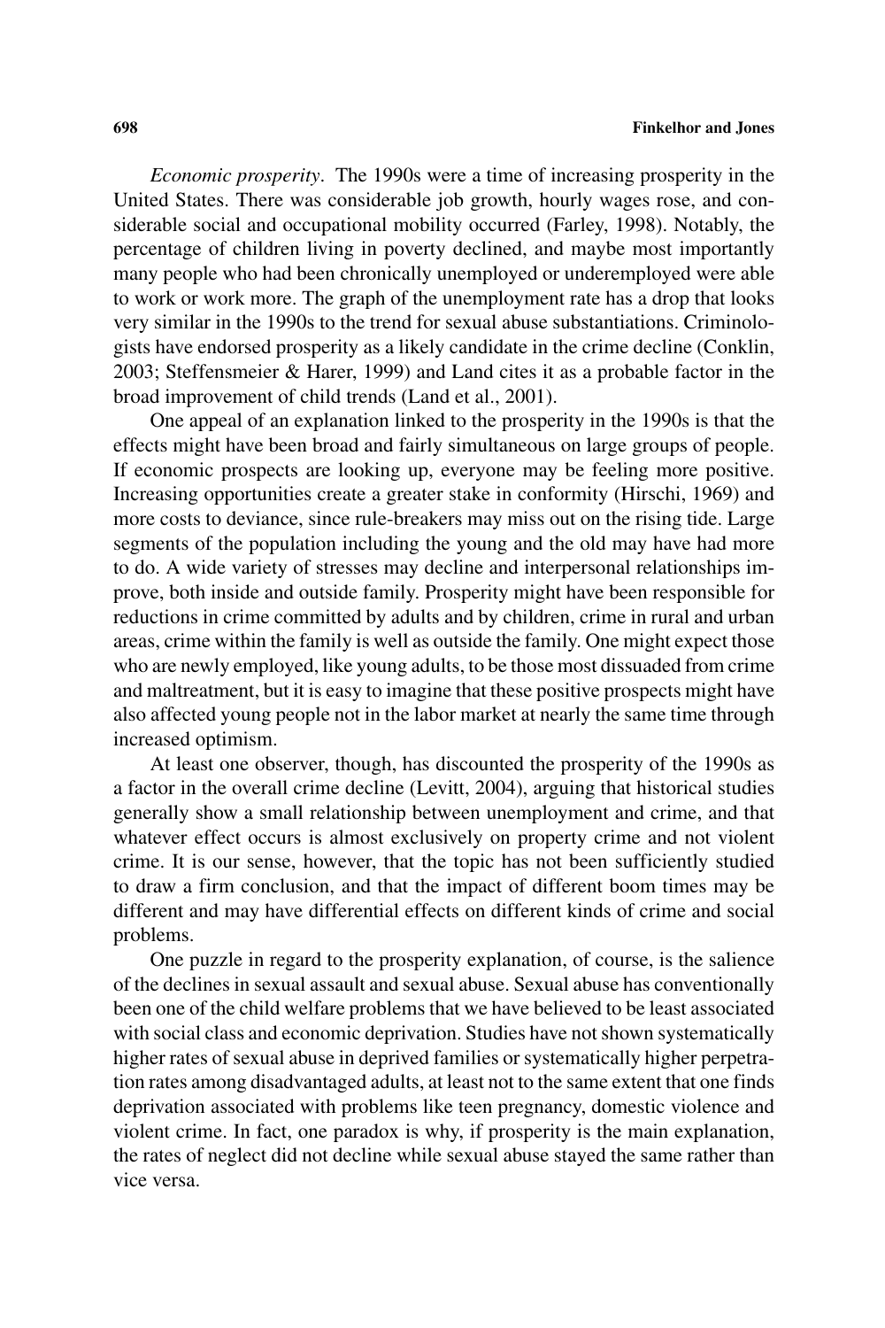*Economic prosperity*. The 1990s were a time of increasing prosperity in the United States. There was considerable job growth, hourly wages rose, and considerable social and occupational mobility occurred (Farley, 1998). Notably, the percentage of children living in poverty declined, and maybe most importantly many people who had been chronically unemployed or underemployed were able to work or work more. The graph of the unemployment rate has a drop that looks very similar in the 1990s to the trend for sexual abuse substantiations. Criminologists have endorsed prosperity as a likely candidate in the crime decline (Conklin, 2003; Steffensmeier & Harer, 1999) and Land cites it as a probable factor in the broad improvement of child trends (Land et al., 2001).

One appeal of an explanation linked to the prosperity in the 1990s is that the effects might have been broad and fairly simultaneous on large groups of people. If economic prospects are looking up, everyone may be feeling more positive. Increasing opportunities create a greater stake in conformity (Hirschi, 1969) and more costs to deviance, since rule-breakers may miss out on the rising tide. Large segments of the population including the young and the old may have had more to do. A wide variety of stresses may decline and interpersonal relationships improve, both inside and outside family. Prosperity might have been responsible for reductions in crime committed by adults and by children, crime in rural and urban areas, crime within the family is well as outside the family. One might expect those who are newly employed, like young adults, to be those most dissuaded from crime and maltreatment, but it is easy to imagine that these positive prospects might have also affected young people not in the labor market at nearly the same time through increased optimism.

At least one observer, though, has discounted the prosperity of the 1990s as a factor in the overall crime decline (Levitt, 2004), arguing that historical studies generally show a small relationship between unemployment and crime, and that whatever effect occurs is almost exclusively on property crime and not violent crime. It is our sense, however, that the topic has not been sufficiently studied to draw a firm conclusion, and that the impact of different boom times may be different and may have differential effects on different kinds of crime and social problems.

One puzzle in regard to the prosperity explanation, of course, is the salience of the declines in sexual assault and sexual abuse. Sexual abuse has conventionally been one of the child welfare problems that we have believed to be least associated with social class and economic deprivation. Studies have not shown systematically higher rates of sexual abuse in deprived families or systematically higher perpetration rates among disadvantaged adults, at least not to the same extent that one finds deprivation associated with problems like teen pregnancy, domestic violence and violent crime. In fact, one paradox is why, if prosperity is the main explanation, the rates of neglect did not decline while sexual abuse stayed the same rather than vice versa.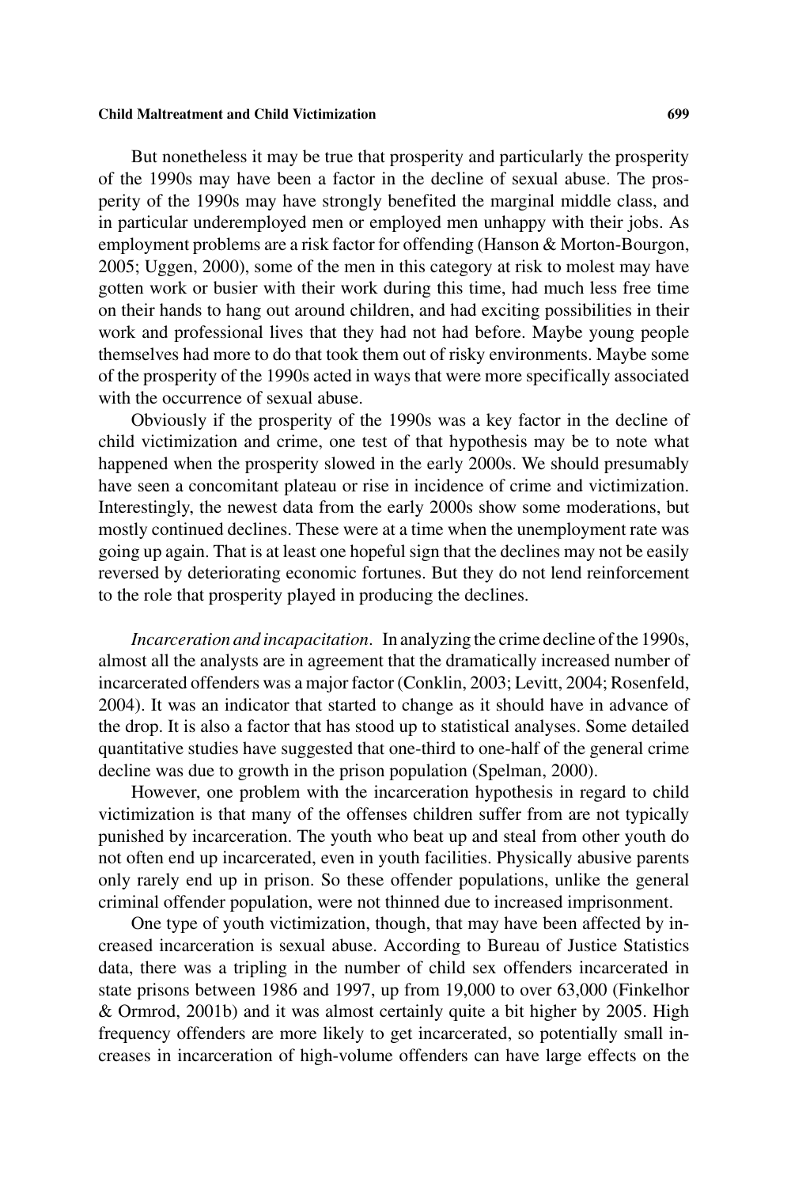But nonetheless it may be true that prosperity and particularly the prosperity of the 1990s may have been a factor in the decline of sexual abuse. The prosperity of the 1990s may have strongly benefited the marginal middle class, and in particular underemployed men or employed men unhappy with their jobs. As employment problems are a risk factor for offending (Hanson & Morton-Bourgon, 2005; Uggen, 2000), some of the men in this category at risk to molest may have gotten work or busier with their work during this time, had much less free time on their hands to hang out around children, and had exciting possibilities in their work and professional lives that they had not had before. Maybe young people themselves had more to do that took them out of risky environments. Maybe some of the prosperity of the 1990s acted in ways that were more specifically associated with the occurrence of sexual abuse.

Obviously if the prosperity of the 1990s was a key factor in the decline of child victimization and crime, one test of that hypothesis may be to note what happened when the prosperity slowed in the early 2000s. We should presumably have seen a concomitant plateau or rise in incidence of crime and victimization. Interestingly, the newest data from the early 2000s show some moderations, but mostly continued declines. These were at a time when the unemployment rate was going up again. That is at least one hopeful sign that the declines may not be easily reversed by deteriorating economic fortunes. But they do not lend reinforcement to the role that prosperity played in producing the declines.

*Incarceration and incapacitation*. In analyzing the crime decline of the 1990s, almost all the analysts are in agreement that the dramatically increased number of incarcerated offenders was a major factor (Conklin, 2003; Levitt, 2004; Rosenfeld, 2004). It was an indicator that started to change as it should have in advance of the drop. It is also a factor that has stood up to statistical analyses. Some detailed quantitative studies have suggested that one-third to one-half of the general crime decline was due to growth in the prison population (Spelman, 2000).

However, one problem with the incarceration hypothesis in regard to child victimization is that many of the offenses children suffer from are not typically punished by incarceration. The youth who beat up and steal from other youth do not often end up incarcerated, even in youth facilities. Physically abusive parents only rarely end up in prison. So these offender populations, unlike the general criminal offender population, were not thinned due to increased imprisonment.

One type of youth victimization, though, that may have been affected by increased incarceration is sexual abuse. According to Bureau of Justice Statistics data, there was a tripling in the number of child sex offenders incarcerated in state prisons between 1986 and 1997, up from 19,000 to over 63,000 (Finkelhor & Ormrod, 2001b) and it was almost certainly quite a bit higher by 2005. High frequency offenders are more likely to get incarcerated, so potentially small increases in incarceration of high-volume offenders can have large effects on the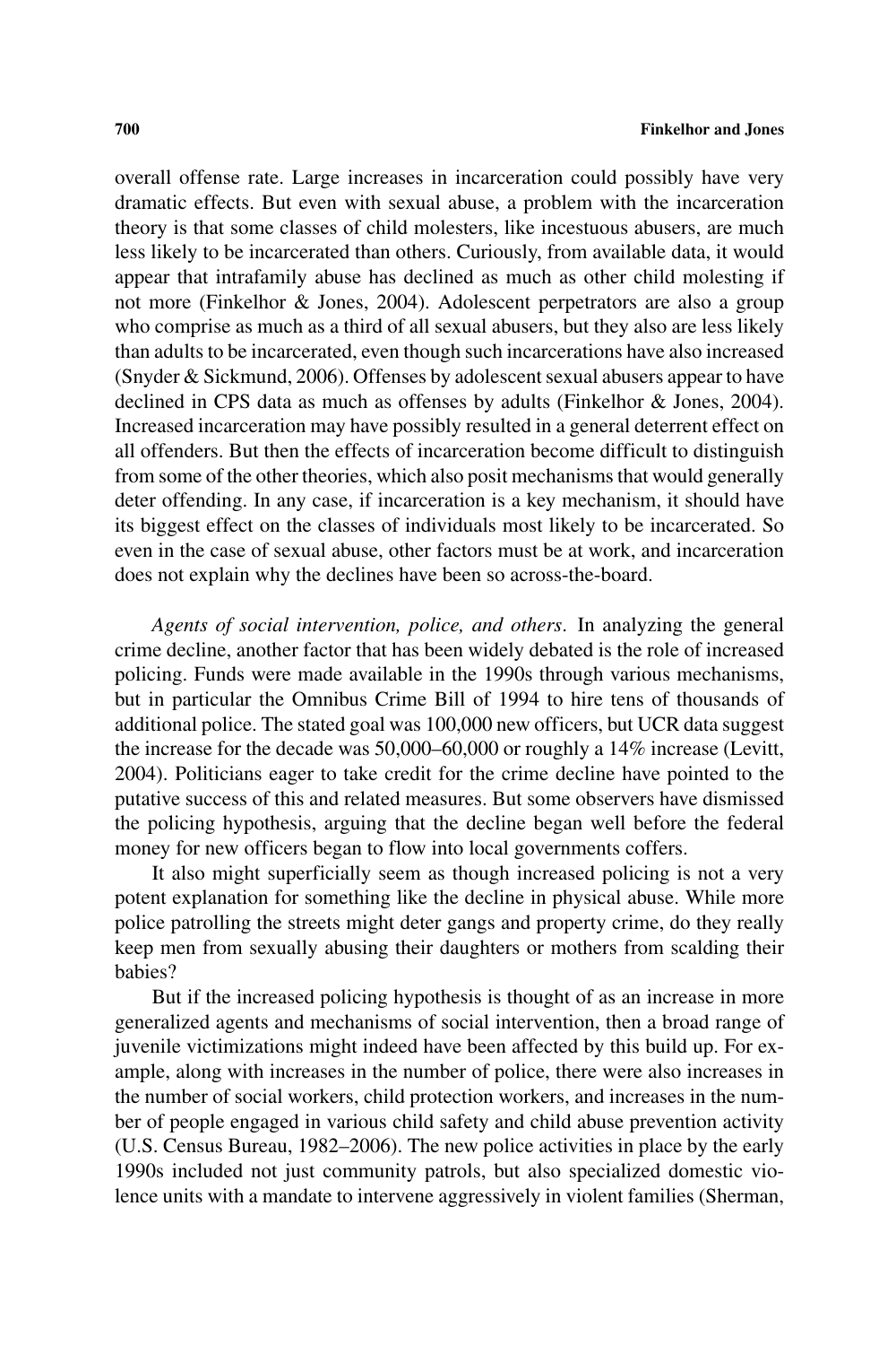overall offense rate. Large increases in incarceration could possibly have very dramatic effects. But even with sexual abuse, a problem with the incarceration theory is that some classes of child molesters, like incestuous abusers, are much less likely to be incarcerated than others. Curiously, from available data, it would appear that intrafamily abuse has declined as much as other child molesting if not more (Finkelhor & Jones, 2004). Adolescent perpetrators are also a group who comprise as much as a third of all sexual abusers, but they also are less likely than adults to be incarcerated, even though such incarcerations have also increased (Snyder & Sickmund, 2006). Offenses by adolescent sexual abusers appear to have declined in CPS data as much as offenses by adults (Finkelhor & Jones, 2004). Increased incarceration may have possibly resulted in a general deterrent effect on all offenders. But then the effects of incarceration become difficult to distinguish from some of the other theories, which also posit mechanisms that would generally deter offending. In any case, if incarceration is a key mechanism, it should have its biggest effect on the classes of individuals most likely to be incarcerated. So even in the case of sexual abuse, other factors must be at work, and incarceration does not explain why the declines have been so across-the-board.

*Agents of social intervention, police, and others*. In analyzing the general crime decline, another factor that has been widely debated is the role of increased policing. Funds were made available in the 1990s through various mechanisms, but in particular the Omnibus Crime Bill of 1994 to hire tens of thousands of additional police. The stated goal was 100,000 new officers, but UCR data suggest the increase for the decade was 50,000–60,000 or roughly a 14% increase (Levitt, 2004). Politicians eager to take credit for the crime decline have pointed to the putative success of this and related measures. But some observers have dismissed the policing hypothesis, arguing that the decline began well before the federal money for new officers began to flow into local governments coffers.

It also might superficially seem as though increased policing is not a very potent explanation for something like the decline in physical abuse. While more police patrolling the streets might deter gangs and property crime, do they really keep men from sexually abusing their daughters or mothers from scalding their babies?

But if the increased policing hypothesis is thought of as an increase in more generalized agents and mechanisms of social intervention, then a broad range of juvenile victimizations might indeed have been affected by this build up. For example, along with increases in the number of police, there were also increases in the number of social workers, child protection workers, and increases in the number of people engaged in various child safety and child abuse prevention activity (U.S. Census Bureau, 1982–2006). The new police activities in place by the early 1990s included not just community patrols, but also specialized domestic violence units with a mandate to intervene aggressively in violent families (Sherman,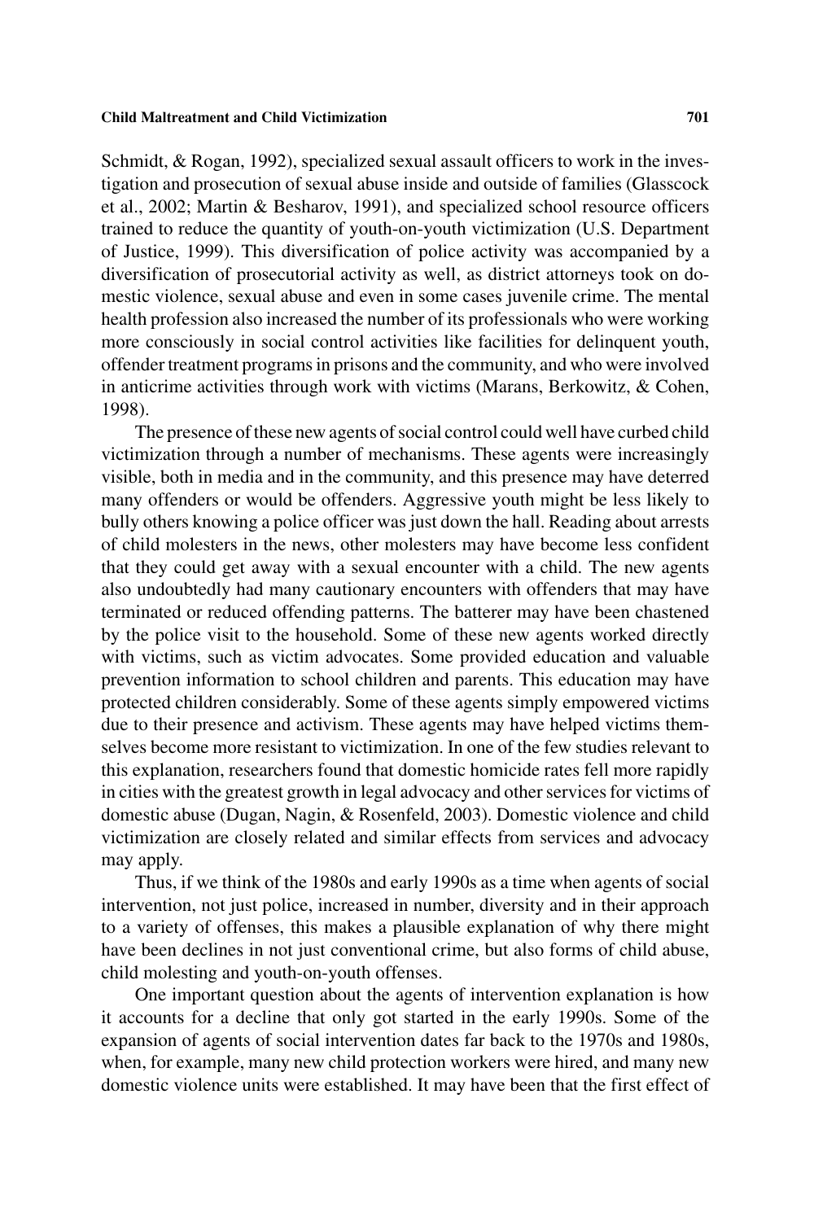Schmidt, & Rogan, 1992), specialized sexual assault officers to work in the investigation and prosecution of sexual abuse inside and outside of families (Glasscock et al., 2002; Martin & Besharov, 1991), and specialized school resource officers trained to reduce the quantity of youth-on-youth victimization (U.S. Department of Justice, 1999). This diversification of police activity was accompanied by a diversification of prosecutorial activity as well, as district attorneys took on domestic violence, sexual abuse and even in some cases juvenile crime. The mental health profession also increased the number of its professionals who were working more consciously in social control activities like facilities for delinquent youth, offender treatment programs in prisons and the community, and who were involved in anticrime activities through work with victims (Marans, Berkowitz, & Cohen, 1998).

The presence of these new agents of social control could well have curbed child victimization through a number of mechanisms. These agents were increasingly visible, both in media and in the community, and this presence may have deterred many offenders or would be offenders. Aggressive youth might be less likely to bully others knowing a police officer was just down the hall. Reading about arrests of child molesters in the news, other molesters may have become less confident that they could get away with a sexual encounter with a child. The new agents also undoubtedly had many cautionary encounters with offenders that may have terminated or reduced offending patterns. The batterer may have been chastened by the police visit to the household. Some of these new agents worked directly with victims, such as victim advocates. Some provided education and valuable prevention information to school children and parents. This education may have protected children considerably. Some of these agents simply empowered victims due to their presence and activism. These agents may have helped victims themselves become more resistant to victimization. In one of the few studies relevant to this explanation, researchers found that domestic homicide rates fell more rapidly in cities with the greatest growth in legal advocacy and other services for victims of domestic abuse (Dugan, Nagin, & Rosenfeld, 2003). Domestic violence and child victimization are closely related and similar effects from services and advocacy may apply.

Thus, if we think of the 1980s and early 1990s as a time when agents of social intervention, not just police, increased in number, diversity and in their approach to a variety of offenses, this makes a plausible explanation of why there might have been declines in not just conventional crime, but also forms of child abuse, child molesting and youth-on-youth offenses.

One important question about the agents of intervention explanation is how it accounts for a decline that only got started in the early 1990s. Some of the expansion of agents of social intervention dates far back to the 1970s and 1980s, when, for example, many new child protection workers were hired, and many new domestic violence units were established. It may have been that the first effect of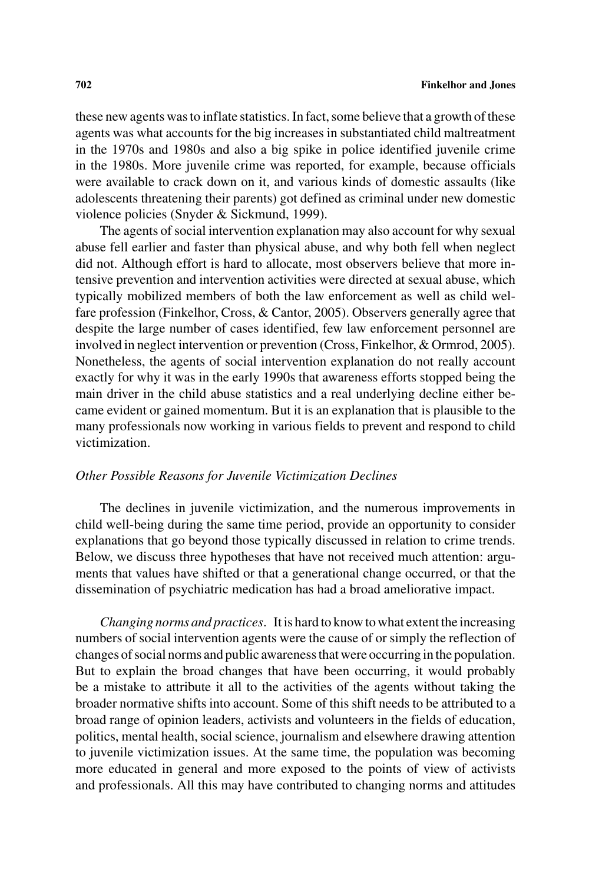these new agents was to inflate statistics. In fact, some believe that a growth of these agents was what accounts for the big increases in substantiated child maltreatment in the 1970s and 1980s and also a big spike in police identified juvenile crime in the 1980s. More juvenile crime was reported, for example, because officials were available to crack down on it, and various kinds of domestic assaults (like adolescents threatening their parents) got defined as criminal under new domestic violence policies (Snyder & Sickmund, 1999).

The agents of social intervention explanation may also account for why sexual abuse fell earlier and faster than physical abuse, and why both fell when neglect did not. Although effort is hard to allocate, most observers believe that more intensive prevention and intervention activities were directed at sexual abuse, which typically mobilized members of both the law enforcement as well as child welfare profession (Finkelhor, Cross, & Cantor, 2005). Observers generally agree that despite the large number of cases identified, few law enforcement personnel are involved in neglect intervention or prevention (Cross, Finkelhor, & Ormrod, 2005). Nonetheless, the agents of social intervention explanation do not really account exactly for why it was in the early 1990s that awareness efforts stopped being the main driver in the child abuse statistics and a real underlying decline either became evident or gained momentum. But it is an explanation that is plausible to the many professionals now working in various fields to prevent and respond to child victimization.

### *Other Possible Reasons for Juvenile Victimization Declines*

The declines in juvenile victimization, and the numerous improvements in child well-being during the same time period, provide an opportunity to consider explanations that go beyond those typically discussed in relation to crime trends. Below, we discuss three hypotheses that have not received much attention: arguments that values have shifted or that a generational change occurred, or that the dissemination of psychiatric medication has had a broad ameliorative impact.

*Changing norms and practices*. It is hard to know to what extent the increasing numbers of social intervention agents were the cause of or simply the reflection of changes of social norms and public awareness that were occurring in the population. But to explain the broad changes that have been occurring, it would probably be a mistake to attribute it all to the activities of the agents without taking the broader normative shifts into account. Some of this shift needs to be attributed to a broad range of opinion leaders, activists and volunteers in the fields of education, politics, mental health, social science, journalism and elsewhere drawing attention to juvenile victimization issues. At the same time, the population was becoming more educated in general and more exposed to the points of view of activists and professionals. All this may have contributed to changing norms and attitudes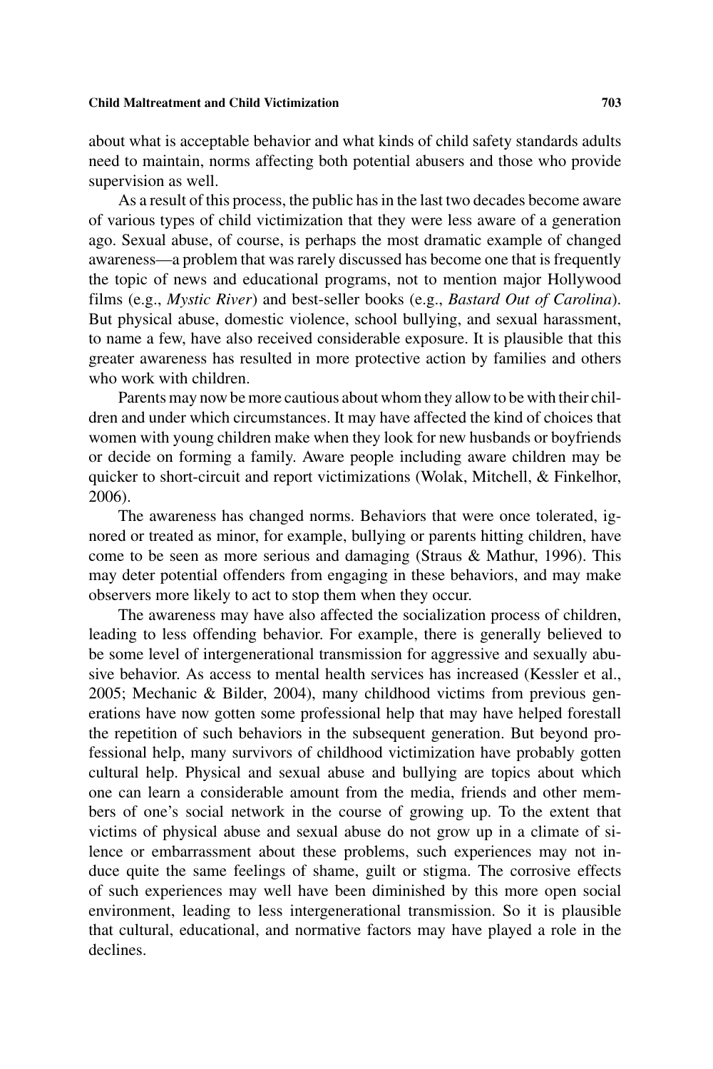about what is acceptable behavior and what kinds of child safety standards adults need to maintain, norms affecting both potential abusers and those who provide supervision as well.

As a result of this process, the public has in the last two decades become aware of various types of child victimization that they were less aware of a generation ago. Sexual abuse, of course, is perhaps the most dramatic example of changed awareness—a problem that was rarely discussed has become one that is frequently the topic of news and educational programs, not to mention major Hollywood films (e.g., *Mystic River*) and best-seller books (e.g., *Bastard Out of Carolina*). But physical abuse, domestic violence, school bullying, and sexual harassment, to name a few, have also received considerable exposure. It is plausible that this greater awareness has resulted in more protective action by families and others who work with children.

Parents may now be more cautious about whom they allow to be with their children and under which circumstances. It may have affected the kind of choices that women with young children make when they look for new husbands or boyfriends or decide on forming a family. Aware people including aware children may be quicker to short-circuit and report victimizations (Wolak, Mitchell, & Finkelhor, 2006).

The awareness has changed norms. Behaviors that were once tolerated, ignored or treated as minor, for example, bullying or parents hitting children, have come to be seen as more serious and damaging (Straus & Mathur, 1996). This may deter potential offenders from engaging in these behaviors, and may make observers more likely to act to stop them when they occur.

The awareness may have also affected the socialization process of children, leading to less offending behavior. For example, there is generally believed to be some level of intergenerational transmission for aggressive and sexually abusive behavior. As access to mental health services has increased (Kessler et al., 2005; Mechanic & Bilder, 2004), many childhood victims from previous generations have now gotten some professional help that may have helped forestall the repetition of such behaviors in the subsequent generation. But beyond professional help, many survivors of childhood victimization have probably gotten cultural help. Physical and sexual abuse and bullying are topics about which one can learn a considerable amount from the media, friends and other members of one's social network in the course of growing up. To the extent that victims of physical abuse and sexual abuse do not grow up in a climate of silence or embarrassment about these problems, such experiences may not induce quite the same feelings of shame, guilt or stigma. The corrosive effects of such experiences may well have been diminished by this more open social environment, leading to less intergenerational transmission. So it is plausible that cultural, educational, and normative factors may have played a role in the declines.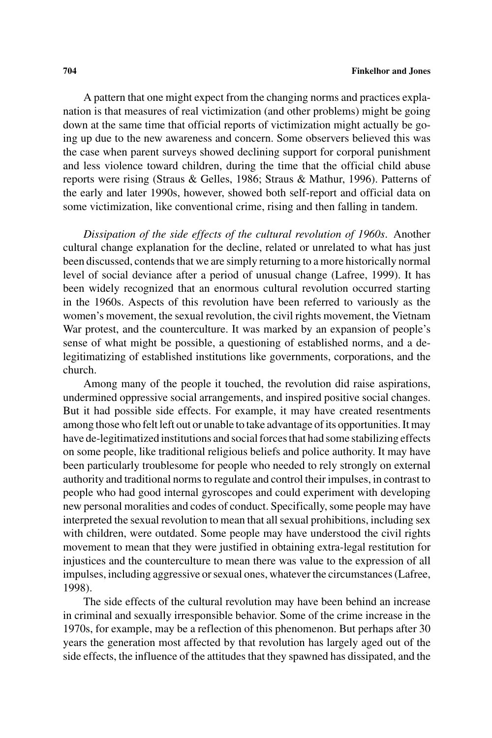A pattern that one might expect from the changing norms and practices explanation is that measures of real victimization (and other problems) might be going down at the same time that official reports of victimization might actually be going up due to the new awareness and concern. Some observers believed this was the case when parent surveys showed declining support for corporal punishment and less violence toward children, during the time that the official child abuse reports were rising (Straus & Gelles, 1986; Straus & Mathur, 1996). Patterns of the early and later 1990s, however, showed both self-report and official data on some victimization, like conventional crime, rising and then falling in tandem.

*Dissipation of the side effects of the cultural revolution of 1960s.* Another cultural change explanation for the decline, related or unrelated to what has just been discussed, contends that we are simply returning to a more historically normal level of social deviance after a period of unusual change (Lafree, 1999). It has been widely recognized that an enormous cultural revolution occurred starting in the 1960s. Aspects of this revolution have been referred to variously as the women's movement, the sexual revolution, the civil rights movement, the Vietnam War protest, and the counterculture. It was marked by an expansion of people's sense of what might be possible, a questioning of established norms, and a de-legitimatizing of established institutions like governments, corporations, and the church.

Among many of the people it touched, the revolution did raise aspirations, undermined oppressive social arrangements, and inspired positive social changes. But it had possible side effects. For example, it may have created resentments among those who felt left out or unable to take advantage of its opportunities. It may have de-legitimatized institutions and social forces that had some stabilizing effects on some people, like traditional religious beliefs and police authority. It may have been particularly troublesome for people who needed to rely strongly on external authority and traditional norms to regulate and control their impulses, in contrast to people who had good internal gyroscopes and could experiment with developing new personal moralities and codes of conduct. Specifically, some people may have interpreted the sexual revolution to mean that all sexual prohibitions, including sex with children, were outdated. Some people may have understood the civil rights movement to mean that they were justified in obtaining extra-legal restitution for injustices and the counterculture to mean there was value to the expression of all impulses, including aggressive or sexual ones, whatever the circumstances (Lafree, 1998).

The side effects of the cultural revolution may have been behind an increase in criminal and sexually irresponsible behavior. Some of the crime increase in the 1970s, for example, may be a reflection of this phenomenon. But perhaps after 30 years the generation most affected by that revolution has largely aged out of the side effects, the influence of the attitudes that they spawned has dissipated, and the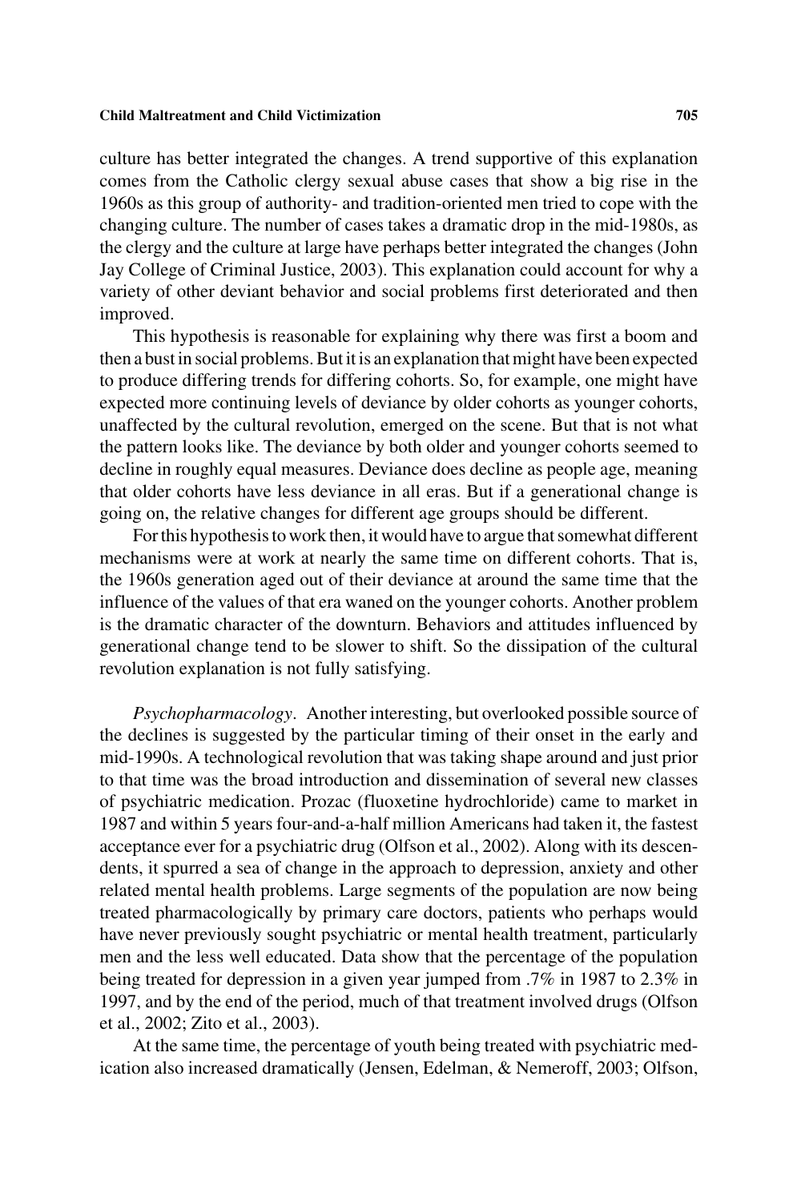culture has better integrated the changes. A trend supportive of this explanation comes from the Catholic clergy sexual abuse cases that show a big rise in the 1960s as this group of authority- and tradition-oriented men tried to cope with the changing culture. The number of cases takes a dramatic drop in the mid-1980s, as the clergy and the culture at large have perhaps better integrated the changes (John Jay College of Criminal Justice, 2003). This explanation could account for why a variety of other deviant behavior and social problems first deteriorated and then improved.

This hypothesis is reasonable for explaining why there was first a boom and then a bust in social problems. But it is an explanation that might have been expected to produce differing trends for differing cohorts. So, for example, one might have expected more continuing levels of deviance by older cohorts as younger cohorts, unaffected by the cultural revolution, emerged on the scene. But that is not what the pattern looks like. The deviance by both older and younger cohorts seemed to decline in roughly equal measures. Deviance does decline as people age, meaning that older cohorts have less deviance in all eras. But if a generational change is going on, the relative changes for different age groups should be different.

For this hypothesis to work then, it would have to argue that somewhat different mechanisms were at work at nearly the same time on different cohorts. That is, the 1960s generation aged out of their deviance at around the same time that the influence of the values of that era waned on the younger cohorts. Another problem is the dramatic character of the downturn. Behaviors and attitudes influenced by generational change tend to be slower to shift. So the dissipation of the cultural revolution explanation is not fully satisfying.

*Psychopharmacology*. Another interesting, but overlooked possible source of the declines is suggested by the particular timing of their onset in the early and mid-1990s. A technological revolution that was taking shape around and just prior to that time was the broad introduction and dissemination of several new classes of psychiatric medication. Prozac (fluoxetine hydrochloride) came to market in 1987 and within 5 years four-and-a-half million Americans had taken it, the fastest acceptance ever for a psychiatric drug (Olfson et al., 2002). Along with its descendents, it spurred a sea of change in the approach to depression, anxiety and other related mental health problems. Large segments of the population are now being treated pharmacologically by primary care doctors, patients who perhaps would have never previously sought psychiatric or mental health treatment, particularly men and the less well educated. Data show that the percentage of the population being treated for depression in a given year jumped from .7% in 1987 to 2.3% in 1997, and by the end of the period, much of that treatment involved drugs (Olfson et al., 2002; Zito et al., 2003).

At the same time, the percentage of youth being treated with psychiatric medication also increased dramatically (Jensen, Edelman, & Nemeroff, 2003; Olfson,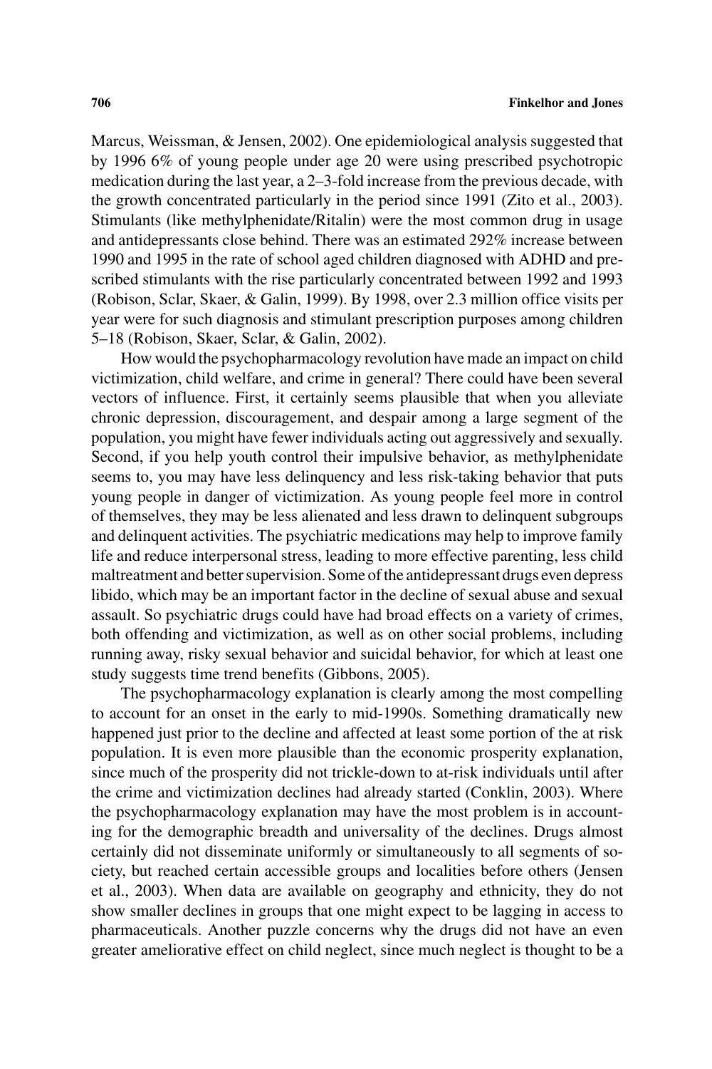Marcus, Weissman, & Jensen, 2002). One epidemiological analysis suggested that by 1996 6% of young people under age 20 were using prescribed psychotropic medication during the last year, a 2–3-fold increase from the previous decade, with the growth concentrated particularly in the period since 1991 (Zito et al., 2003). Stimulants (like methylphenidate/Ritalin) were the most common drug in usage and antidepressants close behind. There was an estimated 292% increase between 1990 and 1995 in the rate of school aged children diagnosed with ADHD and prescribed stimulants with the rise particularly concentrated between 1992 and 1993 (Robison, Sclar, Skaer, & Galin, 1999). By 1998, over 2.3 million office visits per year were for such diagnosis and stimulant prescription purposes among children 5–18 (Robison, Skaer, Sclar, & Galin, 2002).

How would the psychopharmacology revolution have made an impact on child victimization, child welfare, and crime in general? There could have been several vectors of influence. First, it certainly seems plausible that when you alleviate chronic depression, discouragement, and despair among a large segment of the population, you might have fewer individuals acting out aggressively and sexually. Second, if you help youth control their impulsive behavior, as methylphenidate seems to, you may have less delinquency and less risk-taking behavior that puts young people in danger of victimization. As young people feel more in control of themselves, they may be less alienated and less drawn to delinquent subgroups and delinquent activities. The psychiatric medications may help to improve family life and reduce interpersonal stress, leading to more effective parenting, less child maltreatment and better supervision. Some of the antidepressant drugs even depress libido, which may be an important factor in the decline of sexual abuse and sexual assault. So psychiatric drugs could have had broad effects on a variety of crimes, both offending and victimization, as well as on other social problems, including running away, risky sexual behavior and suicidal behavior, for which at least one study suggests time trend benefits (Gibbons, 2005).

The psychopharmacology explanation is clearly among the most compelling to account for an onset in the early to mid-1990s. Something dramatically new happened just prior to the decline and affected at least some portion of the at risk population. It is even more plausible than the economic prosperity explanation, since much of the prosperity did not trickle-down to at-risk individuals until after the crime and victimization declines had already started (Conklin, 2003). Where the psychopharmacology explanation may have the most problem is in accounting for the demographic breadth and universality of the declines. Drugs almost certainly did not disseminate uniformly or simultaneously to all segments of society, but reached certain accessible groups and localities before others (Jensen et al., 2003). When data are available on geography and ethnicity, they do not show smaller declines in groups that one might expect to be lagging in access to pharmaceuticals. Another puzzle concerns why the drugs did not have an even greater ameliorative effect on child neglect, since much neglect is thought to be a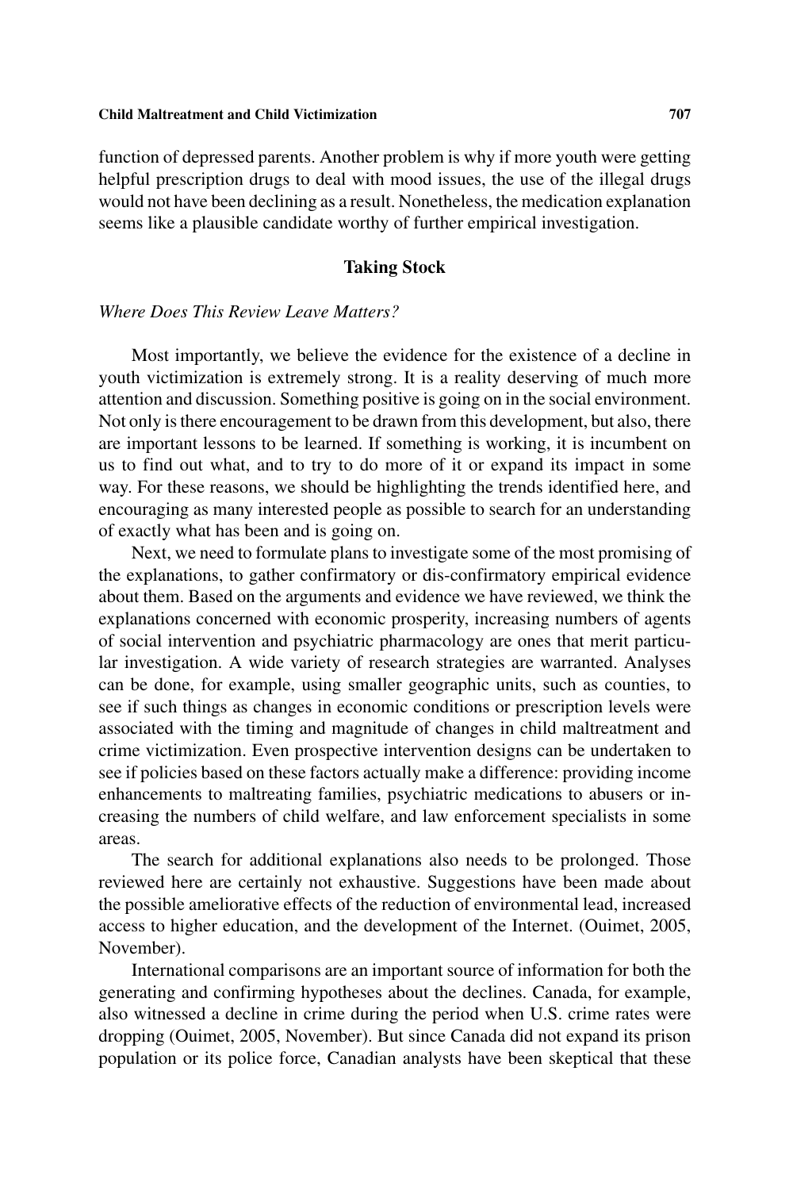function of depressed parents. Another problem is why if more youth were getting helpful prescription drugs to deal with mood issues, the use of the illegal drugs would not have been declining as a result. Nonetheless, the medication explanation seems like a plausible candidate worthy of further empirical investigation.

## Taking Stock

### *Where Does This Review Leave Matters?*

Most importantly, we believe the evidence for the existence of a decline in youth victimization is extremely strong. It is a reality deserving of much more attention and discussion. Something positive is going on in the social environment. Not only is there encouragement to be drawn from this development, but also, there are important lessons to be learned. If something is working, it is incumbent on us to find out what, and to try to do more of it or expand its impact in some way. For these reasons, we should be highlighting the trends identified here, and encouraging as many interested people as possible to search for an understanding of exactly what has been and is going on.

Next, we need to formulate plans to investigate some of the most promising of the explanations, to gather confirmatory or dis-confirmatory empirical evidence about them. Based on the arguments and evidence we have reviewed, we think the explanations concerned with economic prosperity, increasing numbers of agents of social intervention and psychiatric pharmacology are ones that merit particular investigation. A wide variety of research strategies are warranted. Analyses can be done, for example, using smaller geographic units, such as counties, to see if such things as changes in economic conditions or prescription levels were associated with the timing and magnitude of changes in child maltreatment and crime victimization. Even prospective intervention designs can be undertaken to see if policies based on these factors actually make a difference: providing income enhancements to maltreating families, psychiatric medications to abusers or increasing the numbers of child welfare, and law enforcement specialists in some areas.

The search for additional explanations also needs to be prolonged. Those reviewed here are certainly not exhaustive. Suggestions have been made about the possible ameliorative effects of the reduction of environmental lead, increased access to higher education, and the development of the Internet. (Ouimet, 2005, November).

International comparisons are an important source of information for both the generating and confirming hypotheses about the declines. Canada, for example, also witnessed a decline in crime during the period when U.S. crime rates were dropping (Ouimet, 2005, November). But since Canada did not expand its prison population or its police force, Canadian analysts have been skeptical that these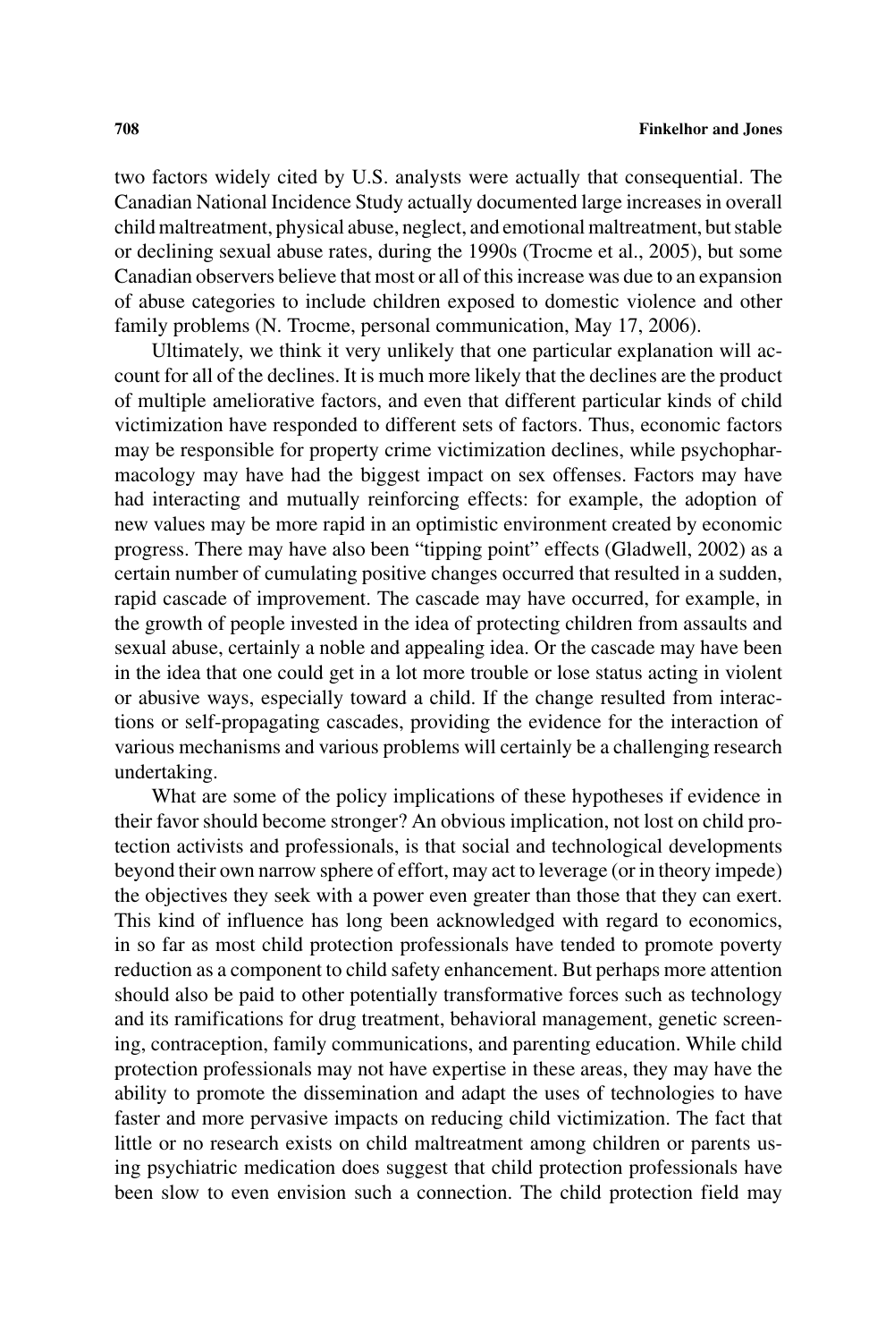two factors widely cited by U.S. analysts were actually that consequential. The Canadian National Incidence Study actually documented large increases in overall child maltreatment, physical abuse, neglect, and emotional maltreatment, but stable or declining sexual abuse rates, during the 1990s (Trocme et al., 2005), but some Canadian observers believe that most or all of this increase was due to an expansion of abuse categories to include children exposed to domestic violence and other family problems (N. Trocme, personal communication, May 17, 2006).

Ultimately, we think it very unlikely that one particular explanation will account for all of the declines. It is much more likely that the declines are the product of multiple ameliorative factors, and even that different particular kinds of child victimization have responded to different sets of factors. Thus, economic factors may be responsible for property crime victimization declines, while psychopharmacology may have had the biggest impact on sex offenses. Factors may have had interacting and mutually reinforcing effects: for example, the adoption of new values may be more rapid in an optimistic environment created by economic progress. There may have also been "tipping point" effects (Gladwell, 2002) as a certain number of cumulating positive changes occurred that resulted in a sudden, rapid cascade of improvement. The cascade may have occurred, for example, in the growth of people invested in the idea of protecting children from assaults and sexual abuse, certainly a noble and appealing idea. Or the cascade may have been in the idea that one could get in a lot more trouble or lose status acting in violent or abusive ways, especially toward a child. If the change resulted from interactions or self-propagating cascades, providing the evidence for the interaction of various mechanisms and various problems will certainly be a challenging research undertaking.

What are some of the policy implications of these hypotheses if evidence in their favor should become stronger? An obvious implication, not lost on child protection activists and professionals, is that social and technological developments beyond their own narrow sphere of effort, may act to leverage (or in theory impede) the objectives they seek with a power even greater than those that they can exert. This kind of influence has long been acknowledged with regard to economics, in so far as most child protection professionals have tended to promote poverty reduction as a component to child safety enhancement. But perhaps more attention should also be paid to other potentially transformative forces such as technology and its ramifications for drug treatment, behavioral management, genetic screening, contraception, family communications, and parenting education. While child protection professionals may not have expertise in these areas, they may have the ability to promote the dissemination and adapt the uses of technologies to have faster and more pervasive impacts on reducing child victimization. The fact that little or no research exists on child maltreatment among children or parents using psychiatric medication does suggest that child protection professionals have been slow to even envision such a connection. The child protection field may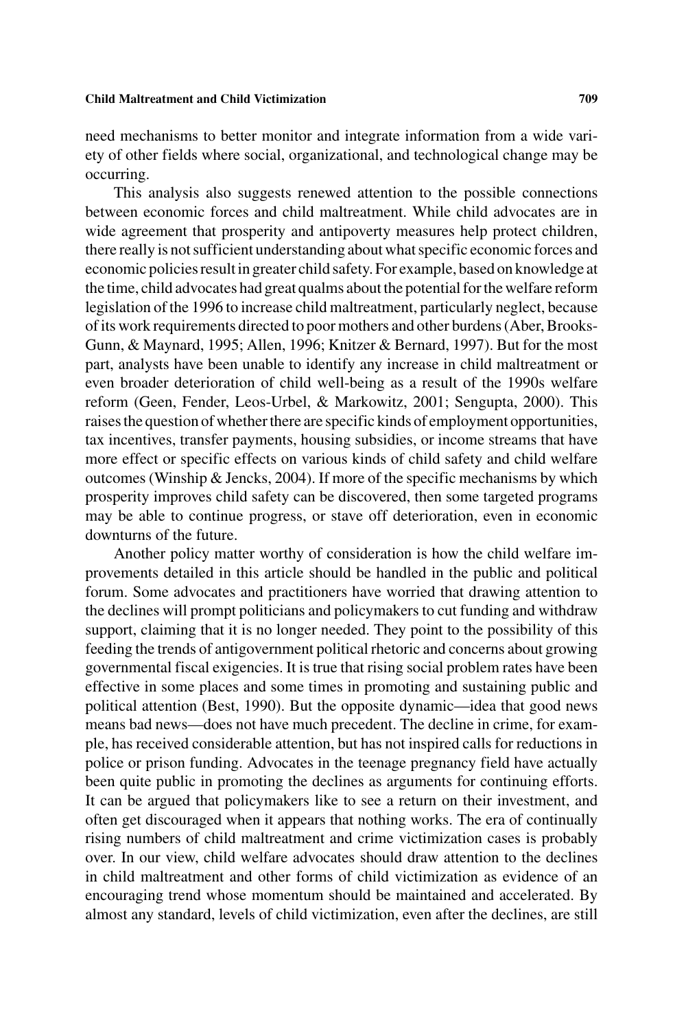need mechanisms to better monitor and integrate information from a wide variety of other fields where social, organizational, and technological change may be occurring.

This analysis also suggests renewed attention to the possible connections between economic forces and child maltreatment. While child advocates are in wide agreement that prosperity and antipoverty measures help protect children, there really is not sufficient understanding about what specific economic forces and economic policies result in greater child safety. For example, based on knowledge at the time, child advocates had great qualms about the potential for the welfare reform legislation of the 1996 to increase child maltreatment, particularly neglect, because of its work requirements directed to poor mothers and other burdens (Aber, Brooks-Gunn, & Maynard, 1995; Allen, 1996; Knitzer & Bernard, 1997). But for the most part, analysts have been unable to identify any increase in child maltreatment or even broader deterioration of child well-being as a result of the 1990s welfare reform (Geen, Fender, Leos-Urbel, & Markowitz, 2001; Sengupta, 2000). This raises the question of whether there are specific kinds of employment opportunities, tax incentives, transfer payments, housing subsidies, or income streams that have more effect or specific effects on various kinds of child safety and child welfare outcomes (Winship & Jencks, 2004). If more of the specific mechanisms by which prosperity improves child safety can be discovered, then some targeted programs may be able to continue progress, or stave off deterioration, even in economic downturns of the future.

Another policy matter worthy of consideration is how the child welfare improvements detailed in this article should be handled in the public and political forum. Some advocates and practitioners have worried that drawing attention to the declines will prompt politicians and policymakers to cut funding and withdraw support, claiming that it is no longer needed. They point to the possibility of this feeding the trends of antigovernment political rhetoric and concerns about growing governmental fiscal exigencies. It is true that rising social problem rates have been effective in some places and some times in promoting and sustaining public and political attention (Best, 1990). But the opposite dynamic—idea that good news means bad news—does not have much precedent. The decline in crime, for example, has received considerable attention, but has not inspired calls for reductions in police or prison funding. Advocates in the teenage pregnancy field have actually been quite public in promoting the declines as arguments for continuing efforts. It can be argued that policymakers like to see a return on their investment, and often get discouraged when it appears that nothing works. The era of continually rising numbers of child maltreatment and crime victimization cases is probably over. In our view, child welfare advocates should draw attention to the declines in child maltreatment and other forms of child victimization as evidence of an encouraging trend whose momentum should be maintained and accelerated. By almost any standard, levels of child victimization, even after the declines, are still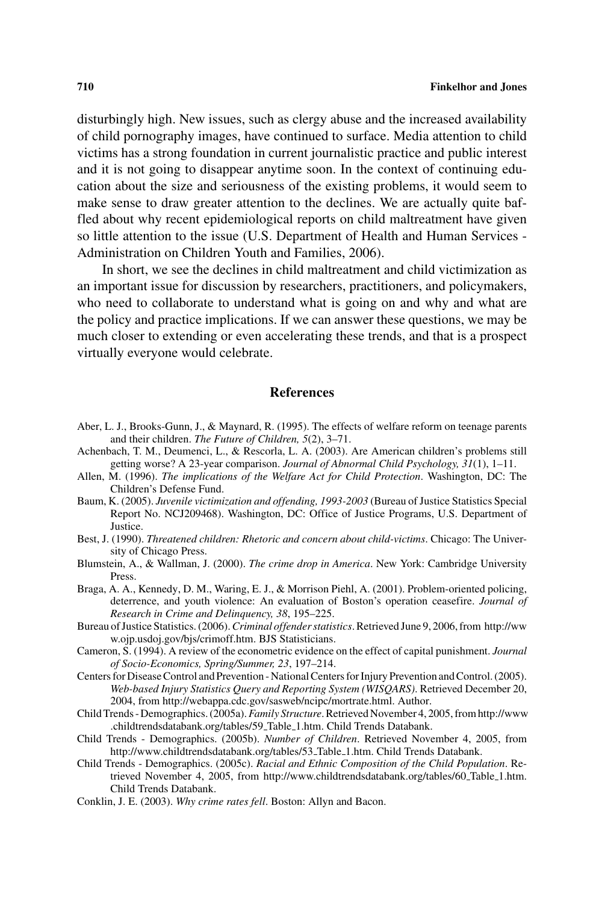disturbingly high. New issues, such as clergy abuse and the increased availability of child pornography images, have continued to surface. Media attention to child victims has a strong foundation in current journalistic practice and public interest and it is not going to disappear anytime soon. In the context of continuing education about the size and seriousness of the existing problems, it would seem to make sense to draw greater attention to the declines. We are actually quite baffled about why recent epidemiological reports on child maltreatment have given so little attention to the issue (U.S. Department of Health and Human Services - Administration on Children Youth and Families, 2006).

In short, we see the declines in child maltreatment and child victimization as an important issue for discussion by researchers, practitioners, and policymakers, who need to collaborate to understand what is going on and why and what are the policy and practice implications. If we can answer these questions, we may be much closer to extending or even accelerating these trends, and that is a prospect virtually everyone would celebrate.

## References

Aber, L. J., Brooks-Gunn, J., & Maynard, R. (1995). The effects of welfare reform on teenage parents and their children. *The Future of Children, 5*(2), 3–71.

Achenbach, T. M., Deumenci, L., & Rescorla, L. A. (2003). Are American children's problems still getting worse? A 23-year comparison. *Journal of Abnormal Child Psychology, 31*(1), 1–11.

Allen, M. (1996). *The implications of the Welfare Act for Child Protection*. Washington, DC: The Children's Defense Fund.

Baum, K. (2005). *Juvenile victimization and offending, 1993-2003* (Bureau of Justice Statistics Special Report No. NCJ209468). Washington, DC: Office of Justice Programs, U.S. Department of Justice.

Best, J. (1990). *Threatened children: Rhetoric and concern about child-victims*. Chicago: The University of Chicago Press.

Blumstein, A., & Wallman, J. (2000). *The crime drop in America*. New York: Cambridge University Press.

Braga, A. A., Kennedy, D. M., Waring, E. J., & Morrison Piehl, A. (2001). Problem-oriented policing, deterrence, and youth violence: An evaluation of Boston's operation ceasefire. *Journal of Research in Crime and Delinquency, 38*, 195–225.

Bureau of Justice Statistics. (2006). *Criminal offender statistics*. Retrieved June 9, 2006, from http://www.ojp.usdoj.gov/bjs/crimoff.htm. BJS Statisticians.

Cameron, S. (1994). A review of the econometric evidence on the effect of capital punishment. *Journal of Socio-Economics, Spring/Summer, 23*, 197–214.

Centers for Disease Control and Prevention - National Centers for Injury Prevention and Control. (2005). *Web-based Injury Statistics Query and Reporting System (WISQARS)*. Retrieved December 20, 2004, from http://webappa.cdc.gov/sasweb/ncipc/mortrate.html. Author.

Child Trends - Demographics. (2005a). *Family Structure*. Retrieved November 4, 2005, from http://www.childtrendsdatabank.org/tables/59_Table_1.htm. Child Trends Databank.

Child Trends - Demographics. (2005b). *Number of Children*. Retrieved November 4, 2005, from http://www.childtrendsdatabank.org/tables/53_Table_1.htm. Child Trends Databank.

Child Trends - Demographics. (2005c). *Racial and Ethnic Composition of the Child Population*. Retrieved November 4, 2005, from http://www.childtrendsdatabank.org/tables/60_Table_1.htm. Child Trends Databank.

Conklin, J. E. (2003). *Why crime rates fell*. Boston: Allyn and Bacon.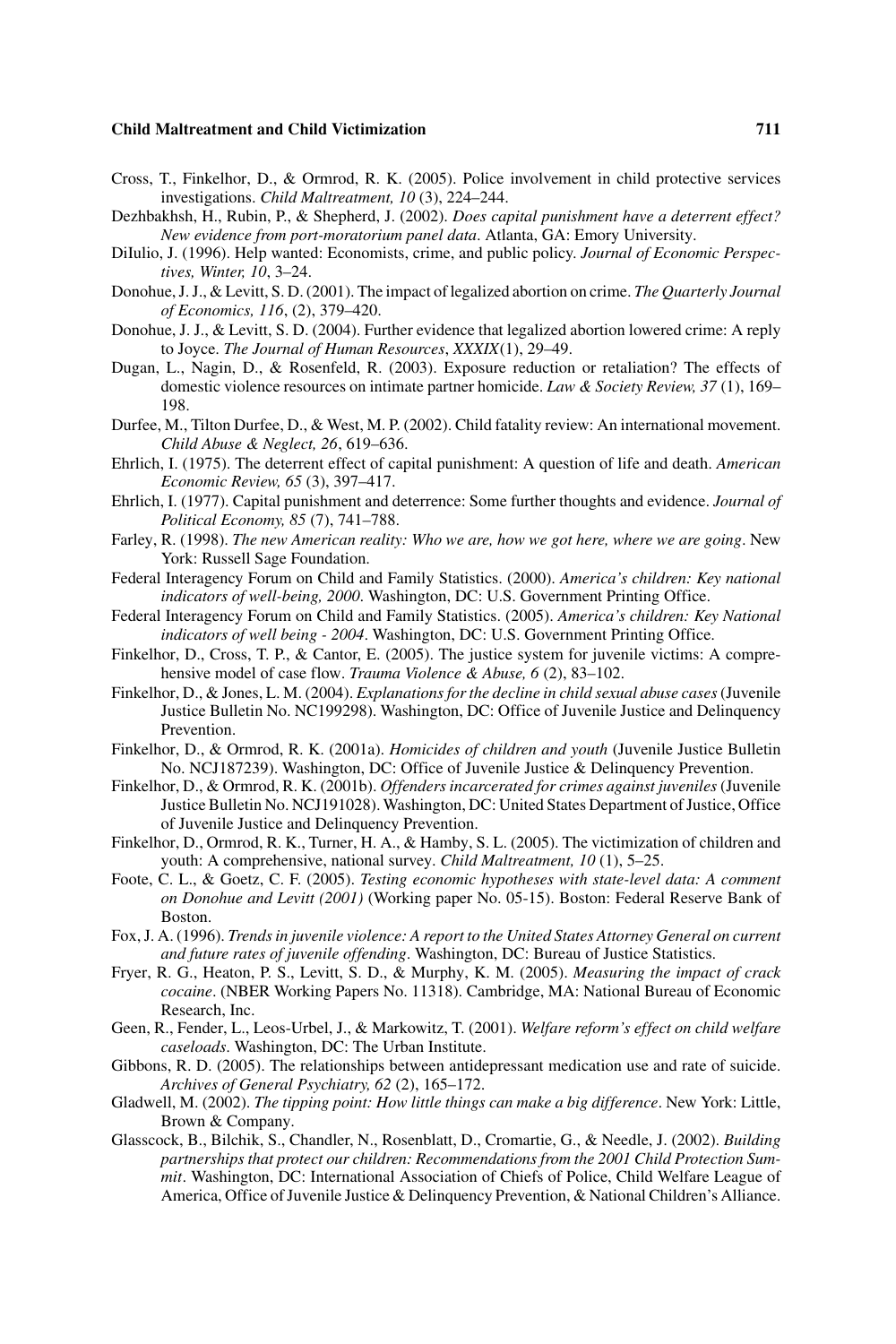Cross, T., Finkelhor, D., & Ormrod, R. K. (2005). Police involvement in child protective services investigations. *Child Maltreatment, 10* (3), 224–244.

Dezhbakhsh, H., Rubin, P., & Shepherd, J. (2002). *Does capital punishment have a deterrent effect? New evidence from port-moratorium panel data*. Atlanta, GA: Emory University.

DiIulio, J. (1996). Help wanted: Economists, crime, and public policy. *Journal of Economic Perspectives, Winter, 10*, 3–24.

Donohue, J. J., & Levitt, S. D. (2001). The impact of legalized abortion on crime. *The Quarterly Journal of Economics, 116*, (2), 379–420.

Donohue, J. J., & Levitt, S. D. (2004). Further evidence that legalized abortion lowered crime: A reply to Joyce. *The Journal of Human Resources*, *XXXIX*(1), 29–49.

Dugan, L., Nagin, D., & Rosenfeld, R. (2003). Exposure reduction or retaliation? The effects of domestic violence resources on intimate partner homicide. *Law & Society Review, 37* (1), 169–198.

Durfee, M., Tilton Durfee, D., & West, M. P. (2002). Child fatality review: An international movement. *Child Abuse & Neglect, 26*, 619–636.

Ehrlich, I. (1975). The deterrent effect of capital punishment: A question of life and death. *American Economic Review, 65* (3), 397–417.

Ehrlich, I. (1977). Capital punishment and deterrence: Some further thoughts and evidence. *Journal of Political Economy, 85* (7), 741–788.

Farley, R. (1998). *The new American reality: Who we are, how we got here, where we are going*. New York: Russell Sage Foundation.

Federal Interagency Forum on Child and Family Statistics. (2000). *America's children: Key national indicators of well-being, 2000*. Washington, DC: U.S. Government Printing Office.

Federal Interagency Forum on Child and Family Statistics. (2005). *America's children: Key National indicators of well being - 2004*. Washington, DC: U.S. Government Printing Office.

Finkelhor, D., Cross, T. P., & Cantor, E. (2005). The justice system for juvenile victims: A comprehensive model of case flow. *Trauma Violence & Abuse, 6* (2), 83–102.

Finkelhor, D., & Jones, L. M. (2004). *Explanations for the decline in child sexual abuse cases* (Juvenile Justice Bulletin No. NC199298). Washington, DC: Office of Juvenile Justice and Delinquency Prevention.

Finkelhor, D., & Ormrod, R. K. (2001a). *Homicides of children and youth* (Juvenile Justice Bulletin No. NCJ187239). Washington, DC: Office of Juvenile Justice & Delinquency Prevention.

Finkelhor, D., & Ormrod, R. K. (2001b). *Offenders incarcerated for crimes against juveniles* (Juvenile Justice Bulletin No. NCJ191028). Washington, DC: United States Department of Justice, Office of Juvenile Justice and Delinquency Prevention.

Finkelhor, D., Ormrod, R. K., Turner, H. A., & Hamby, S. L. (2005). The victimization of children and youth: A comprehensive, national survey. *Child Maltreatment, 10* (1), 5–25.

Foote, C. L., & Goetz, C. F. (2005). *Testing economic hypotheses with state-level data: A comment on Donohue and Levitt (2001)* (Working paper No. 05-15). Boston: Federal Reserve Bank of Boston.

Fox, J. A. (1996). *Trends in juvenile violence: A report to the United States Attorney General on current and future rates of juvenile offending*. Washington, DC: Bureau of Justice Statistics.

Fryer, R. G., Heaton, P. S., Levitt, S. D., & Murphy, K. M. (2005). *Measuring the impact of crack cocaine*. (NBER Working Papers No. 11318). Cambridge, MA: National Bureau of Economic Research, Inc.

Geen, R., Fender, L., Leos-Urbel, J., & Markowitz, T. (2001). *Welfare reform's effect on child welfare caseloads*. Washington, DC: The Urban Institute.

Gibbons, R. D. (2005). The relationships between antidepressant medication use and rate of suicide. *Archives of General Psychiatry, 62* (2), 165–172.

Gladwell, M. (2002). *The tipping point: How little things can make a big difference*. New York: Little, Brown & Company.

Glasscock, B., Bilchik, S., Chandler, N., Rosenblatt, D., Cromartie, G., & Needle, J. (2002). *Building partnerships that protect our children: Recommendations from the 2001 Child Protection Summit*. Washington, DC: International Association of Chiefs of Police, Child Welfare League of America, Office of Juvenile Justice & Delinquency Prevention, & National Children's Alliance.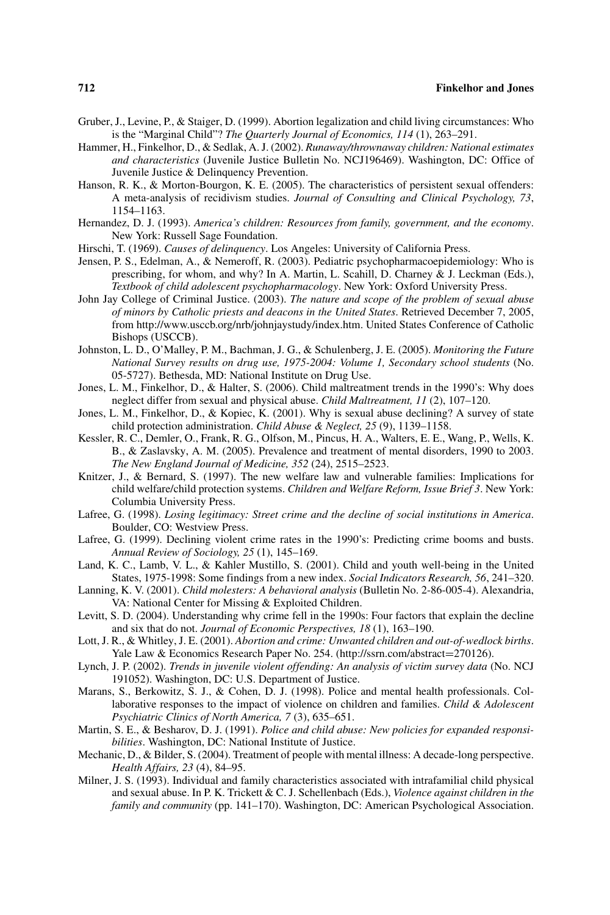Gruber, J., Levine, P., & Staiger, D. (1999). Abortion legalization and child living circumstances: Who is the "Marginal Child"? *The Quarterly Journal of Economics, 114* (1), 263–291.

Hammer, H., Finkelhor, D., & Sedlak, A. J. (2002). *Runaway/thrownaway children: National estimates and characteristics* (Juvenile Justice Bulletin No. NCJ196469). Washington, DC: Office of Juvenile Justice & Delinquency Prevention.

Hanson, R. K., & Morton-Bourgon, K. E. (2005). The characteristics of persistent sexual offenders: A meta-analysis of recidivism studies. *Journal of Consulting and Clinical Psychology, 73*, 1154–1163.

Hernandez, D. J. (1993). *America's children: Resources from family, government, and the economy*. New York: Russell Sage Foundation.

Hirschi, T. (1969). *Causes of delinquency*. Los Angeles: University of California Press.

Jensen, P. S., Edelman, A., & Nemeroff, R. (2003). Pediatric psychopharmacoepidemiology: Who is prescribing, for whom, and why? In A. Martin, L. Scahill, D. Charney & J. Leckman (Eds.), *Textbook of child adolescent psychopharmacology*. New York: Oxford University Press.

John Jay College of Criminal Justice. (2003). *The nature and scope of the problem of sexual abuse of minors by Catholic priests and deacons in the United States*. Retrieved December 7, 2005, from http://www.usccb.org/nrb/johnjaystudy/index.htm. United States Conference of Catholic Bishops (USCCB).

Johnston, L. D., O'Malley, P. M., Bachman, J. G., & Schulenberg, J. E. (2005). *Monitoring the Future National Survey results on drug use, 1975-2004: Volume 1, Secondary school students* (No. 05-5727). Bethesda, MD: National Institute on Drug Use.

Jones, L. M., Finkelhor, D., & Halter, S. (2006). Child maltreatment trends in the 1990's: Why does neglect differ from sexual and physical abuse. *Child Maltreatment, 11* (2), 107–120.

Jones, L. M., Finkelhor, D., & Kopiec, K. (2001). Why is sexual abuse declining? A survey of state child protection administration. *Child Abuse & Neglect, 25* (9), 1139–1158.

Kessler, R. C., Demler, O., Frank, R. G., Olfson, M., Pincus, H. A., Walters, E. E., Wang, P., Wells, K. B., & Zaslavsky, A. M. (2005). Prevalence and treatment of mental disorders, 1990 to 2003. *The New England Journal of Medicine, 352* (24), 2515–2523.

Knitzer, J., & Bernard, S. (1997). The new welfare law and vulnerable families: Implications for child welfare/child protection systems. *Children and Welfare Reform, Issue Brief 3*. New York: Columbia University Press.

Lafree, G. (1998). *Losing legitimacy: Street crime and the decline of social institutions in America*. Boulder, CO: Westview Press.

Lafree, G. (1999). Declining violent crime rates in the 1990's: Predicting crime booms and busts. *Annual Review of Sociology, 25* (1), 145–169.

Land, K. C., Lamb, V. L., & Kahler Mustillo, S. (2001). Child and youth well-being in the United States, 1975-1998: Some findings from a new index. *Social Indicators Research, 56*, 241–320.

Lanning, K. V. (2001). *Child molesters: A behavioral analysis* (Bulletin No. 2-86-005-4). Alexandria, VA: National Center for Missing & Exploited Children.

Levitt, S. D. (2004). Understanding why crime fell in the 1990s: Four factors that explain the decline and six that do not. *Journal of Economic Perspectives, 18* (1), 163–190.

Lott, J. R., & Whitley, J. E. (2001). *Abortion and crime: Unwanted children and out-of-wedlock births*. Yale Law & Economics Research Paper No. 254. (http://ssrn.com/abstract=270126).

Lynch, J. P. (2002). *Trends in juvenile violent offending: An analysis of victim survey data* (No. NCJ 191052). Washington, DC: U.S. Department of Justice.

Marans, S., Berkowitz, S. J., & Cohen, D. J. (1998). Police and mental health professionals. Collaborative responses to the impact of violence on children and families. *Child & Adolescent Psychiatric Clinics of North America, 7* (3), 635–651.

Martin, S. E., & Besharov, D. J. (1991). *Police and child abuse: New policies for expanded responsibilities*. Washington, DC: National Institute of Justice.

Mechanic, D., & Bilder, S. (2004). Treatment of people with mental illness: A decade-long perspective. *Health Affairs, 23* (4), 84–95.

Milner, J. S. (1993). Individual and family characteristics associated with intrafamilial child physical and sexual abuse. In P. K. Trickett & C. J. Schellenbach (Eds.), *Violence against children in the family and community* (pp. 141–170). Washington, DC: American Psychological Association.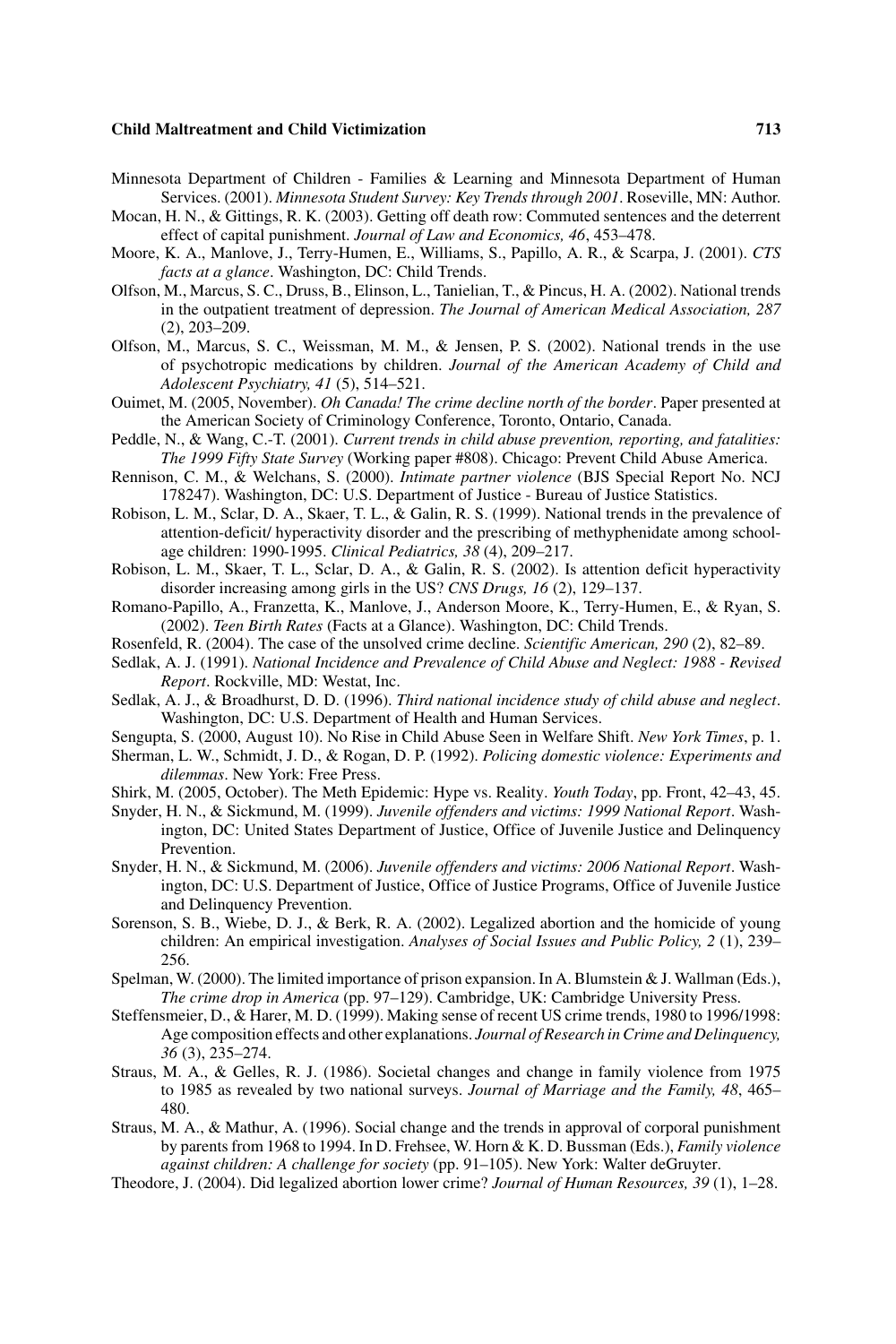Minnesota Department of Children - Families & Learning and Minnesota Department of Human Services. (2001). *Minnesota Student Survey: Key Trends through 2001*. Roseville, MN: Author.

Mocan, H. N., & Gittings, R. K. (2003). Getting off death row: Commuted sentences and the deterrent effect of capital punishment. *Journal of Law and Economics, 46*, 453–478.

Moore, K. A., Manlove, J., Terry-Humen, E., Williams, S., Papillo, A. R., & Scarpa, J. (2001). *CTS facts at a glance*. Washington, DC: Child Trends.

Olfson, M., Marcus, S. C., Druss, B., Elinson, L., Tanielian, T., & Pincus, H. A. (2002). National trends in the outpatient treatment of depression. *The Journal of American Medical Association, 287* (2), 203–209.

Olfson, M., Marcus, S. C., Weissman, M. M., & Jensen, P. S. (2002). National trends in the use of psychotropic medications by children. *Journal of the American Academy of Child and Adolescent Psychiatry, 41* (5), 514–521.

Ouimet, M. (2005, November). *Oh Canada! The crime decline north of the border*. Paper presented at the American Society of Criminology Conference, Toronto, Ontario, Canada.

Peddle, N., & Wang, C.-T. (2001). *Current trends in child abuse prevention, reporting, and fatalities: The 1999 Fifty State Survey* (Working paper #808). Chicago: Prevent Child Abuse America.

Rennison, C. M., & Welchans, S. (2000). *Intimate partner violence* (BJS Special Report No. NCJ 178247). Washington, DC: U.S. Department of Justice - Bureau of Justice Statistics.

Robison, L. M., Sclar, D. A., Skaer, T. L., & Galin, R. S. (1999). National trends in the prevalence of attention-deficit/ hyperactivity disorder and the prescribing of methyphenidate among school-age children: 1990-1995. *Clinical Pediatrics, 38* (4), 209–217.

Robison, L. M., Skaer, T. L., Sclar, D. A., & Galin, R. S. (2002). Is attention deficit hyperactivity disorder increasing among girls in the US? *CNS Drugs, 16* (2), 129–137.

Romano-Papillo, A., Franzetta, K., Manlove, J., Anderson Moore, K., Terry-Humen, E., & Ryan, S. (2002). *Teen Birth Rates* (Facts at a Glance). Washington, DC: Child Trends.

Rosenfeld, R. (2004). The case of the unsolved crime decline. *Scientific American, 290* (2), 82–89.

Sedlak, A. J. (1991). *National Incidence and Prevalence of Child Abuse and Neglect: 1988 - Revised Report*. Rockville, MD: Westat, Inc.

Sedlak, A. J., & Broadhurst, D. D. (1996). *Third national incidence study of child abuse and neglect*. Washington, DC: U.S. Department of Health and Human Services.

Sengupta, S. (2000, August 10). No Rise in Child Abuse Seen in Welfare Shift. *New York Times*, p. 1.

Sherman, L. W., Schmidt, J. D., & Rogan, D. P. (1992). *Policing domestic violence: Experiments and dilemmas*. New York: Free Press.

Shirk, M. (2005, October). The Meth Epidemic: Hype vs. Reality. *Youth Today*, pp. Front, 42–43, 45.

Snyder, H. N., & Sickmund, M. (1999). *Juvenile offenders and victims: 1999 National Report*. Washington, DC: United States Department of Justice, Office of Juvenile Justice and Delinquency Prevention.

Snyder, H. N., & Sickmund, M. (2006). *Juvenile offenders and victims: 2006 National Report*. Washington, DC: U.S. Department of Justice, Office of Justice Programs, Office of Juvenile Justice and Delinquency Prevention.

Sorenson, S. B., Wiebe, D. J., & Berk, R. A. (2002). Legalized abortion and the homicide of young children: An empirical investigation. *Analyses of Social Issues and Public Policy, 2* (1), 239–256.

Spelman, W. (2000). The limited importance of prison expansion. In A. Blumstein & J. Wallman (Eds.), *The crime drop in America* (pp. 97–129). Cambridge, UK: Cambridge University Press.

Steffensmeier, D., & Harer, M. D. (1999). Making sense of recent US crime trends, 1980 to 1996/1998: Age composition effects and other explanations. *Journal of Research in Crime and Delinquency, 36* (3), 235–274.

Straus, M. A., & Gelles, R. J. (1986). Societal changes and change in family violence from 1975 to 1985 as revealed by two national surveys. *Journal of Marriage and the Family, 48*, 465–480.

Straus, M. A., & Mathur, A. (1996). Social change and the trends in approval of corporal punishment by parents from 1968 to 1994. In D. Frehsee, W. Horn & K. D. Bussman (Eds.), *Family violence against children: A challenge for society* (pp. 91–105). New York: Walter deGruyter.

Theodore, J. (2004). Did legalized abortion lower crime? *Journal of Human Resources, 39* (1), 1–28.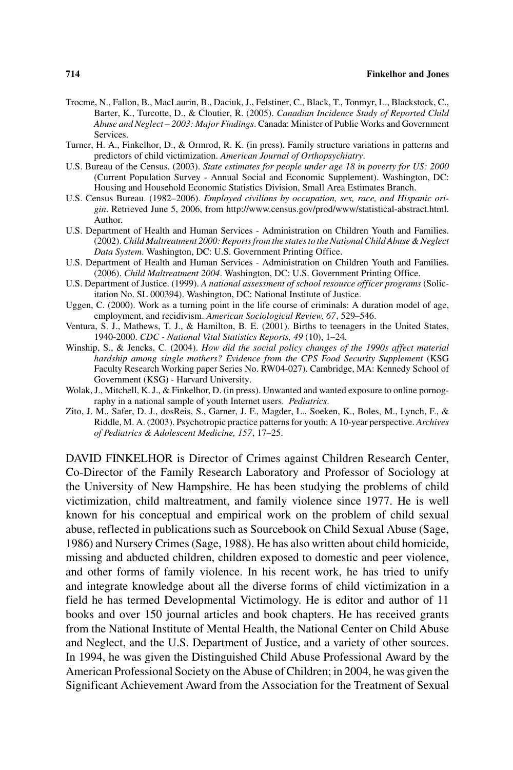Trocme, N., Fallon, B., MacLaurin, B., Daciuk, J., Felstiner, C., Black, T., Tonmyr, L., Blackstock, C., Barter, K., Turcotte, D., & Cloutier, R. (2005). *Canadian Incidence Study of Reported Child Abuse and Neglect – 2003: Major Findings*. Canada: Minister of Public Works and Government Services.

Turner, H. A., Finkelhor, D., & Ormrod, R. K. (in press). Family structure variations in patterns and predictors of child victimization. *American Journal of Orthopsychiatry*.

U.S. Bureau of the Census. (2003). *State estimates for people under age 18 in poverty for US: 2000* (Current Population Survey - Annual Social and Economic Supplement). Washington, DC: Housing and Household Economic Statistics Division, Small Area Estimates Branch.

U.S. Census Bureau. (1982–2006). *Employed civilians by occupation, sex, race, and Hispanic origin*. Retrieved June 5, 2006, from http://www.census.gov/prod/www/statistical-abstract.html. Author.

U.S. Department of Health and Human Services - Administration on Children Youth and Families. (2002). *Child Maltreatment 2000: Reports from the states to the National Child Abuse & Neglect Data System*. Washington, DC: U.S. Government Printing Office.

U.S. Department of Health and Human Services - Administration on Children Youth and Families. (2006). *Child Maltreatment 2004*. Washington, DC: U.S. Government Printing Office.

U.S. Department of Justice. (1999). *A national assessment of school resource officer programs* (Solicitation No. SL 000394). Washington, DC: National Institute of Justice.

Uggen, C. (2000). Work as a turning point in the life course of criminals: A duration model of age, employment, and recidivism. *American Sociological Review, 67*, 529–546.

Ventura, S. J., Mathews, T. J., & Hamilton, B. E. (2001). Births to teenagers in the United States, 1940-2000. *CDC - National Vital Statistics Reports, 49* (10), 1–24.

Winship, S., & Jencks, C. (2004). *How did the social policy changes of the 1990s affect material hardship among single mothers? Evidence from the CPS Food Security Supplement* (KSG Faculty Research Working paper Series No. RW04-027). Cambridge, MA: Kennedy School of Government (KSG) - Harvard University.

Wolak, J., Mitchell, K. J., & Finkelhor, D. (in press). Unwanted and wanted exposure to online pornography in a national sample of youth Internet users. *Pediatrics*.

Zito, J. M., Safer, D. J., dosReis, S., Garner, J. F., Magder, L., Soeken, K., Boles, M., Lynch, F., & Riddle, M. A. (2003). Psychotropic practice patterns for youth: A 10-year perspective. *Archives of Pediatrics & Adolescent Medicine, 157*, 17–25.

DAVID FINKELHOR is Director of Crimes against Children Research Center, Co-Director of the Family Research Laboratory and Professor of Sociology at the University of New Hampshire. He has been studying the problems of child victimization, child maltreatment, and family violence since 1977. He is well known for his conceptual and empirical work on the problem of child sexual abuse, reflected in publications such as Sourcebook on Child Sexual Abuse (Sage, 1986) and Nursery Crimes (Sage, 1988). He has also written about child homicide, missing and abducted children, children exposed to domestic and peer violence, and other forms of family violence. In his recent work, he has tried to unify and integrate knowledge about all the diverse forms of child victimization in a field he has termed Developmental Victimology. He is editor and author of 11 books and over 150 journal articles and book chapters. He has received grants from the National Institute of Mental Health, the National Center on Child Abuse and Neglect, and the U.S. Department of Justice, and a variety of other sources. In 1994, he was given the Distinguished Child Abuse Professional Award by the American Professional Society on the Abuse of Children; in 2004, he was given the Significant Achievement Award from the Association for the Treatment of Sexual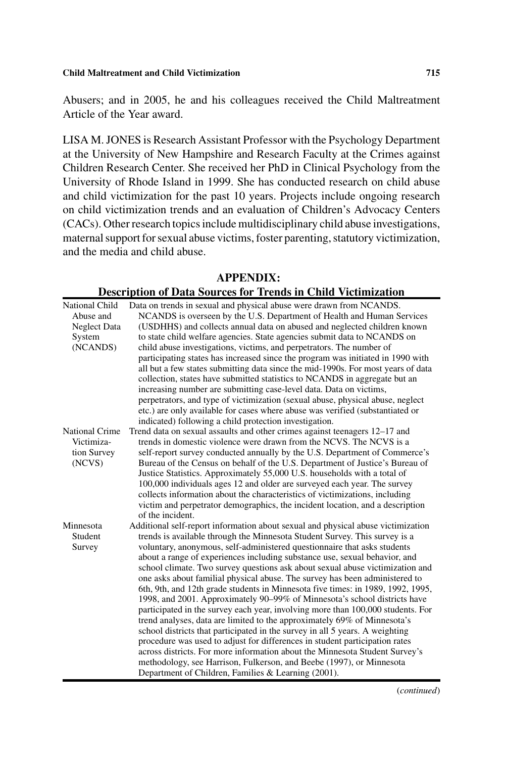Abusers; and in 2005, he and his colleagues received the Child Maltreatment Article of the Year award.

LISA M. JONES is Research Assistant Professor with the Psychology Department at the University of New Hampshire and Research Faculty at the Crimes against Children Research Center. She received her PhD in Clinical Psychology from the University of Rhode Island in 1999. She has conducted research on child abuse and child victimization for the past 10 years. Projects include ongoing research on child victimization trends and an evaluation of Children's Advocacy Centers (CACs). Other research topics include multidisciplinary child abuse investigations, maternal support for sexual abuse victims, foster parenting, statutory victimization, and the media and child abuse.

## APPENDIX: Description of Data Sources for Trends in Child Victimization

| | |
|---|---|
| National Child Abuse and Neglect Data System (NCANDS) | Data on trends in sexual and physical abuse were drawn from NCANDS. NCANDS is overseen by the U.S. Department of Health and Human Services (USDHHS) and collects annual data on abused and neglected children known to state child welfare agencies. State agencies submit data to NCANDS on child abuse investigations, victims, and perpetrators. The number of participating states has increased since the program was initiated in 1990 with all but a few states submitting data since the mid-1990s. For most years of data collection, states have submitted statistics to NCANDS in aggregate but an increasing number are submitting case-level data. Data on victims, perpetrators, and type of victimization (sexual abuse, physical abuse, neglect etc.) are only available for cases where abuse was verified (substantiated or indicated) following a child protection investigation. |
| National Crime Victimization Survey (NCVS) | Trend data on sexual assaults and other crimes against teenagers 12–17 and trends in domestic violence were drawn from the NCVS. The NCVS is a self-report survey conducted annually by the U.S. Department of Commerce's Bureau of the Census on behalf of the U.S. Department of Justice's Bureau of Justice Statistics. Approximately 55,000 U.S. households with a total of 100,000 individuals ages 12 and older are surveyed each year. The survey collects information about the characteristics of victimizations, including victim and perpetrator demographics, the incident location, and a description of the incident. |
| Minnesota Student Survey | Additional self-report information about sexual and physical abuse victimization trends is available through the Minnesota Student Survey. This survey is a voluntary, anonymous, self-administered questionnaire that asks students about a range of experiences including substance use, sexual behavior, and school climate. Two survey questions ask about sexual abuse victimization and one asks about familial physical abuse. The survey has been administered to 6th, 9th, and 12th grade students in Minnesota five times: in 1989, 1992, 1995, 1998, and 2001. Approximately 90–99% of Minnesota's school districts have participated in the survey each year, involving more than 100,000 students. For trend analyses, data are limited to the approximately 69% of Minnesota's school districts that participated in the survey in all 5 years. A weighting procedure was used to adjust for differences in student participation rates across districts. For more information about the Minnesota Student Survey's methodology, see Harrison, Fulkerson, and Beebe (1997), or Minnesota Department of Children, Families & Learning (2001). |

(*continued*)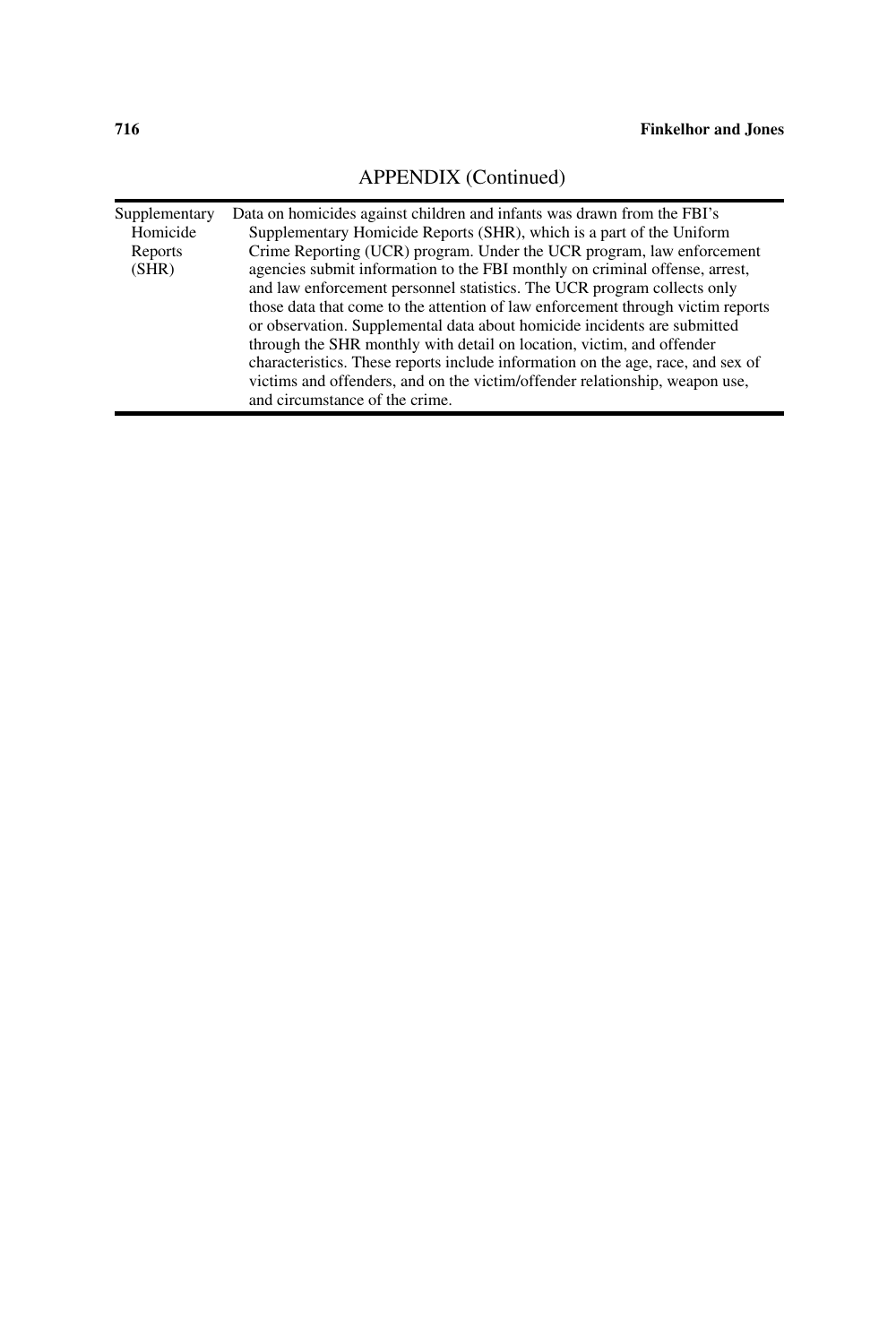## APPENDIX (Continued)

| | |
|---|---|
| Supplementary Homicide Reports (SHR) | Data on homicides against children and infants was drawn from the FBI's Supplementary Homicide Reports (SHR), which is a part of the Uniform Crime Reporting (UCR) program. Under the UCR program, law enforcement agencies submit information to the FBI monthly on criminal offense, arrest, and law enforcement personnel statistics. The UCR program collects only those data that come to the attention of law enforcement through victim reports or observation. Supplemental data about homicide incidents are submitted through the SHR monthly with detail on location, victim, and offender characteristics. These reports include information on the age, race, and sex of victims and offenders, and on the victim/offender relationship, weapon use, and circumstance of the crime. |